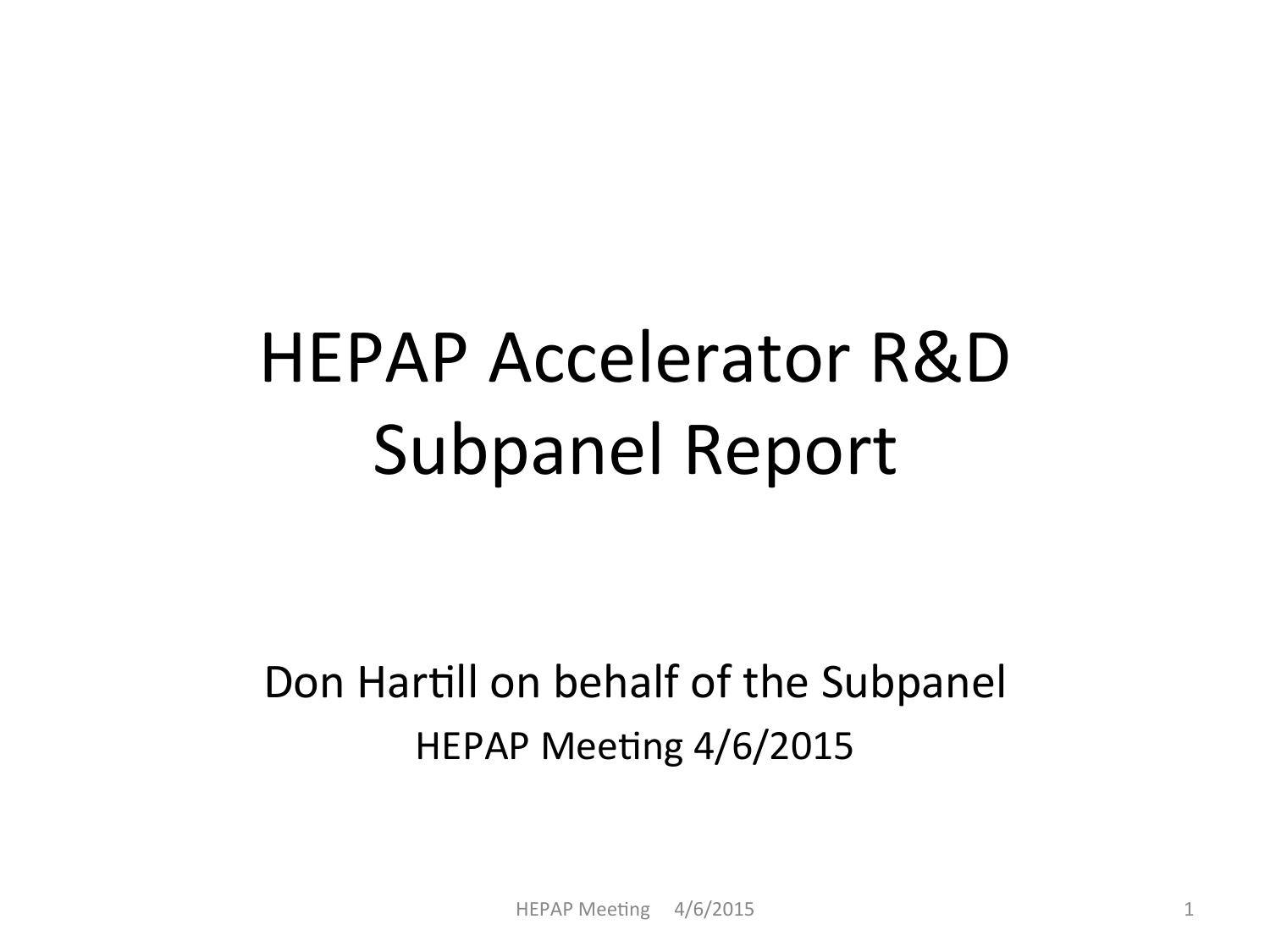# HEPAP Accelerator R&D Subpanel Report

Don Hartill on behalf of the Subpanel

HEPAP Meeting 4/6/2015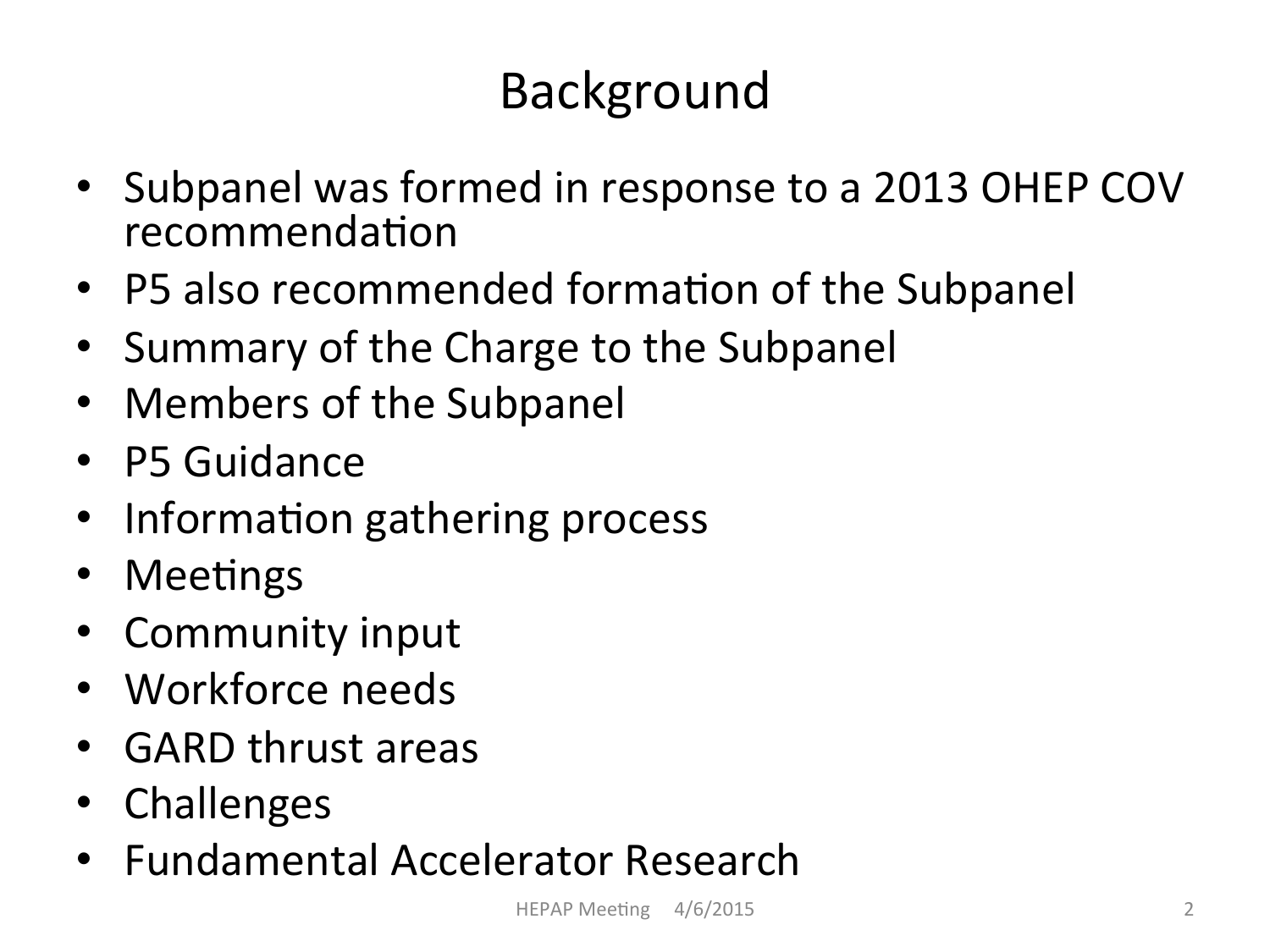# Background

- Subpanel was formed in response to a 2013 OHEP COV recommendation
- P5 also recommended formation of the Subpanel
- Summary of the Charge to the Subpanel
- Members of the Subpanel
- P5 Guidance
- Information gathering process
- Meetings
- Community input
- Workforce needs
- GARD thrust areas
- Challenges
- Fundamental Accelerator Research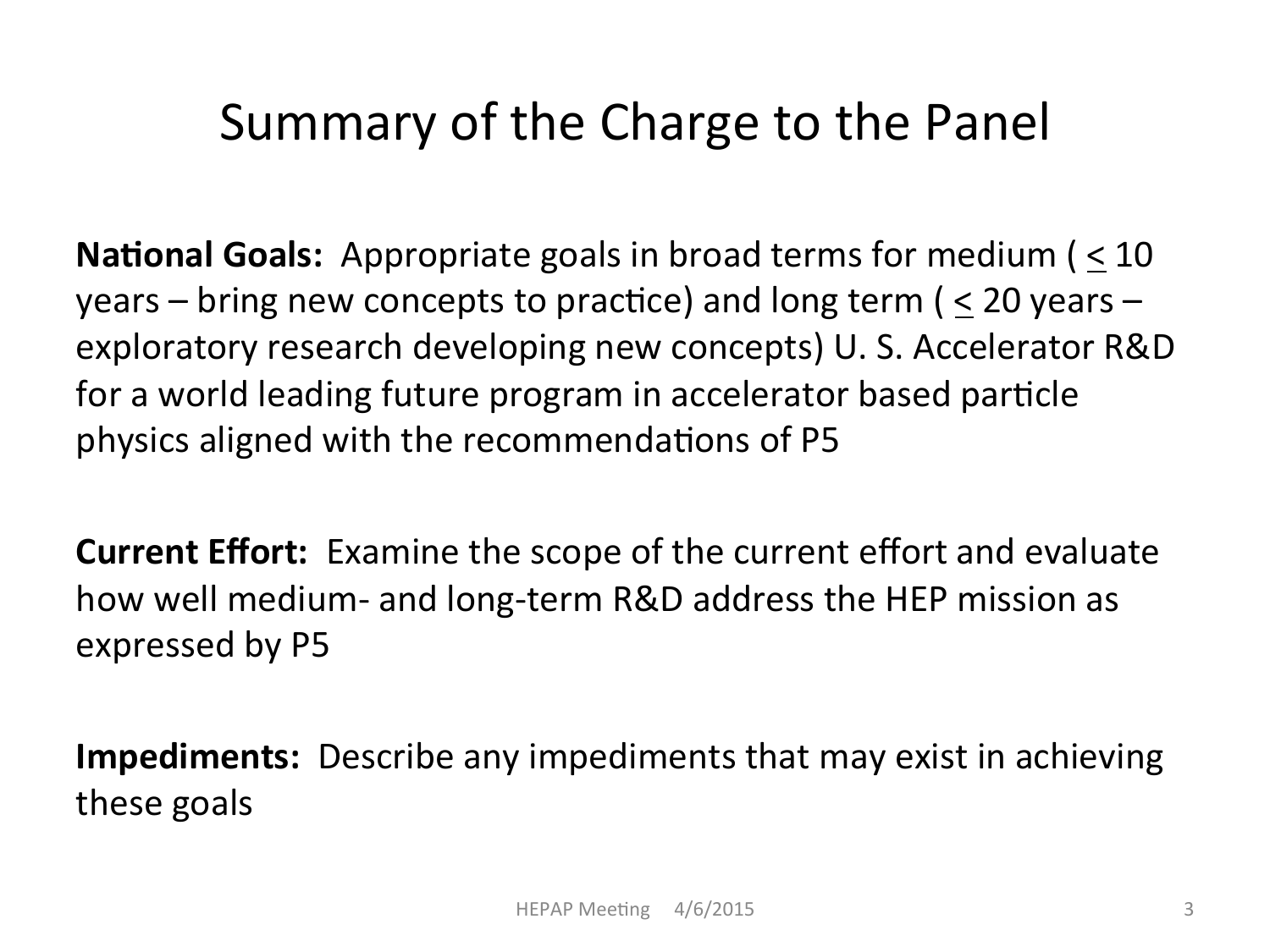# Summary of the Charge to the Panel

**National Goals:** Appropriate goals in broad terms for medium ( $\leq$ 10 years – bring new concepts to practice) and long term ( $\leq$ 20 years – exploratory research developing new concepts) U. S. Accelerator R&D for a world leading future program in accelerator based particle physics aligned with the recommendations of P5

**Current Effort:** Examine the scope of the current effort and evaluate how well medium- and long-term R&D address the HEP mission as expressed by P5

**Impediments:** Describe any impediments that may exist in achieving these goals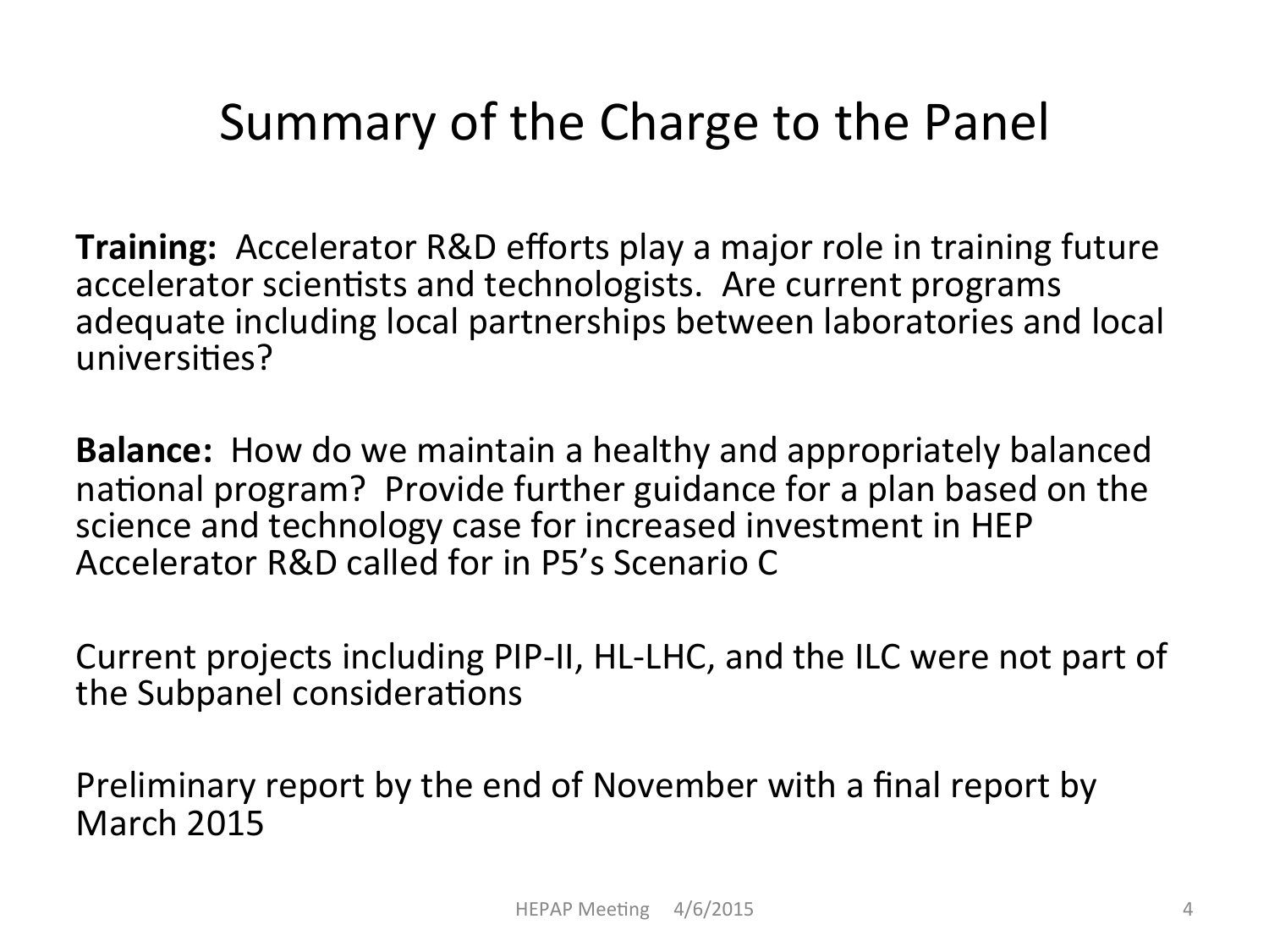# Summary of the Charge to the Panel

**Training:** Accelerator R&D efforts play a major role in training future accelerator scientists and technologists. Are current programs adequate including local partnerships between laboratories and local universities?

**Balance:** How do we maintain a healthy and appropriately balanced national program? Provide further guidance for a plan based on the science and technology case for increased investment in HEP Accelerator R&D called for in P5's Scenario C

Current projects including PIP-II, HL-LHC, and the ILC were not part of the Subpanel considerations

Preliminary report by the end of November with a final report by March 2015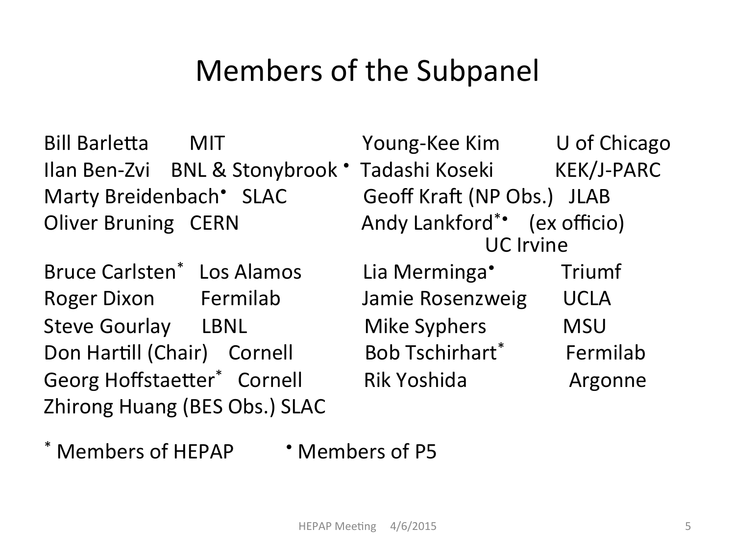# Members of the Subpanel

| Name | Institution | Name | Institution |
|---|---|---|---|
| Bill Barletta | MIT | Young-Kee Kim | U of Chicago |
| Ilan Ben-Zvi | BNL & Stonybrook | Tadashi Koseki• | KEK/J-PARC |
| Marty Breidenbach• | SLAC | Geoff Kraft (NP Obs.) | JLAB |
| Oliver Bruning | CERN | Andy Lankford*• (ex officio) | UC Irvine |
| Bruce Carlsten* | Los Alamos | Lia Merminga• | Triumf |
| Roger Dixon | Fermilab | Jamie Rosenzweig | UCLA |
| Steve Gourlay | LBNL | Mike Syphers | MSU |
| Don Hartill (Chair) | Cornell | Bob Tschirhart* | Fermilab |
| Georg Hoffstaetter* | Cornell | Rik Yoshida | Argonne |
| Zhirong Huang (BES Obs.) | SLAC | | |

\* Members of HEPAP • Members of P5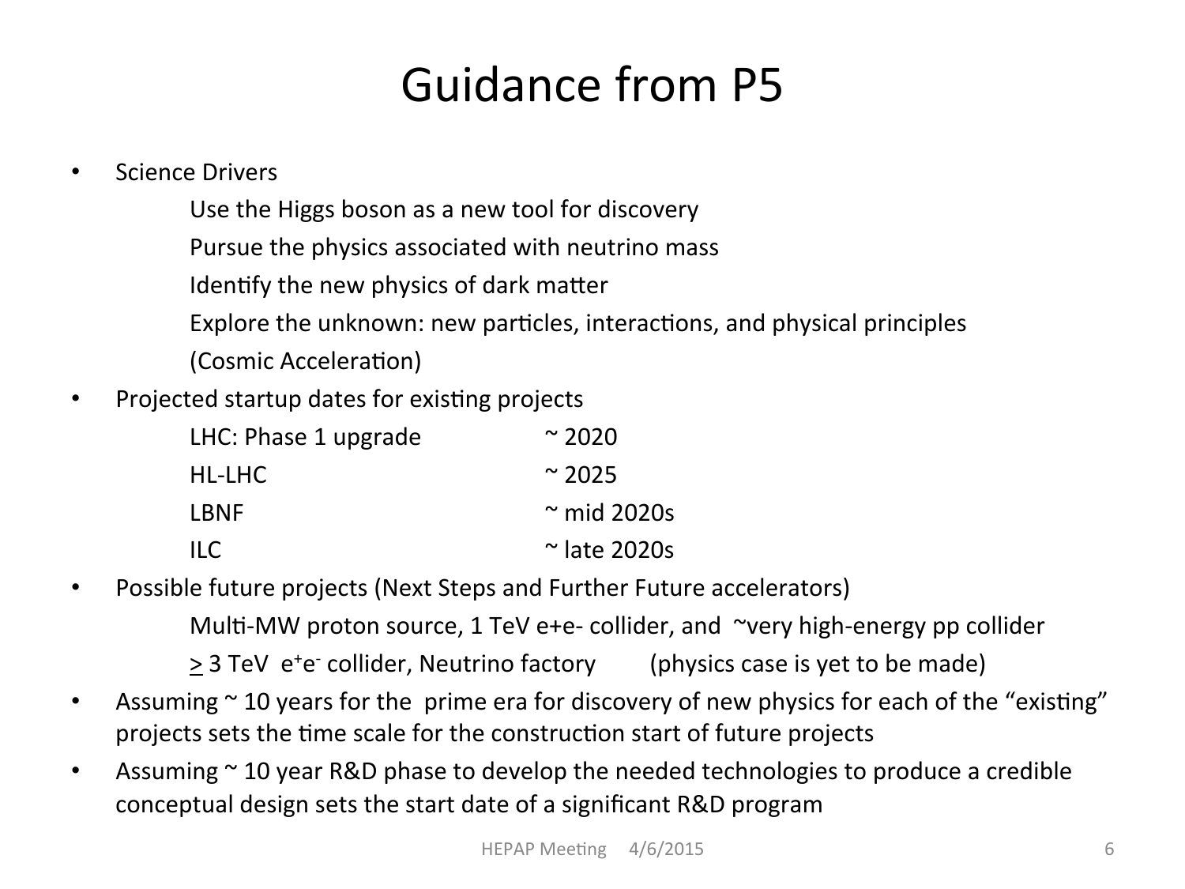# Guidance from P5

- Science Drivers
  - Use the Higgs boson as a new tool for discovery
  - Pursue the physics associated with neutrino mass
  - Identify the new physics of dark matter
  - Explore the unknown: new particles, interactions, and physical principles
  - (Cosmic Acceleration)
- Projected startup dates for existing projects

| | |
|---|---|
| LHC: Phase 1 upgrade | ~ 2020 |
| HL-LHC | ~ 2025 |
| LBNF | ~ mid 2020s |
| ILC | ~ late 2020s |

- Possible future projects (Next Steps and Further Future accelerators)
  - Multi-MW proton source, 1 TeV e+e- collider, and ~very high-energy pp collider
  - $\geq$ 3 TeV $e^+e^-$ collider, Neutrino factory (physics case is yet to be made)
- Assuming ~ 10 years for the prime era for discovery of new physics for each of the "existing" projects sets the time scale for the construction start of future projects
- Assuming ~ 10 year R&D phase to develop the needed technologies to produce a credible conceptual design sets the start date of a significant R&D program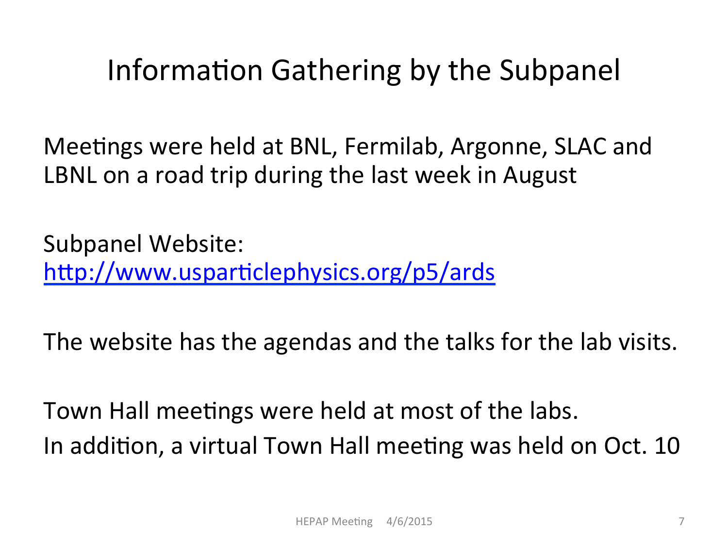# Information Gathering by the Subpanel

Meetings were held at BNL, Fermilab, Argonne, SLAC and LBNL on a road trip during the last week in August

Subpanel Website:
http://www.usparticlephysics.org/p5/ards

The website has the agendas and the talks for the lab visits.

Town Hall meetings were held at most of the labs.
In addition, a virtual Town Hall meeting was held on Oct. 10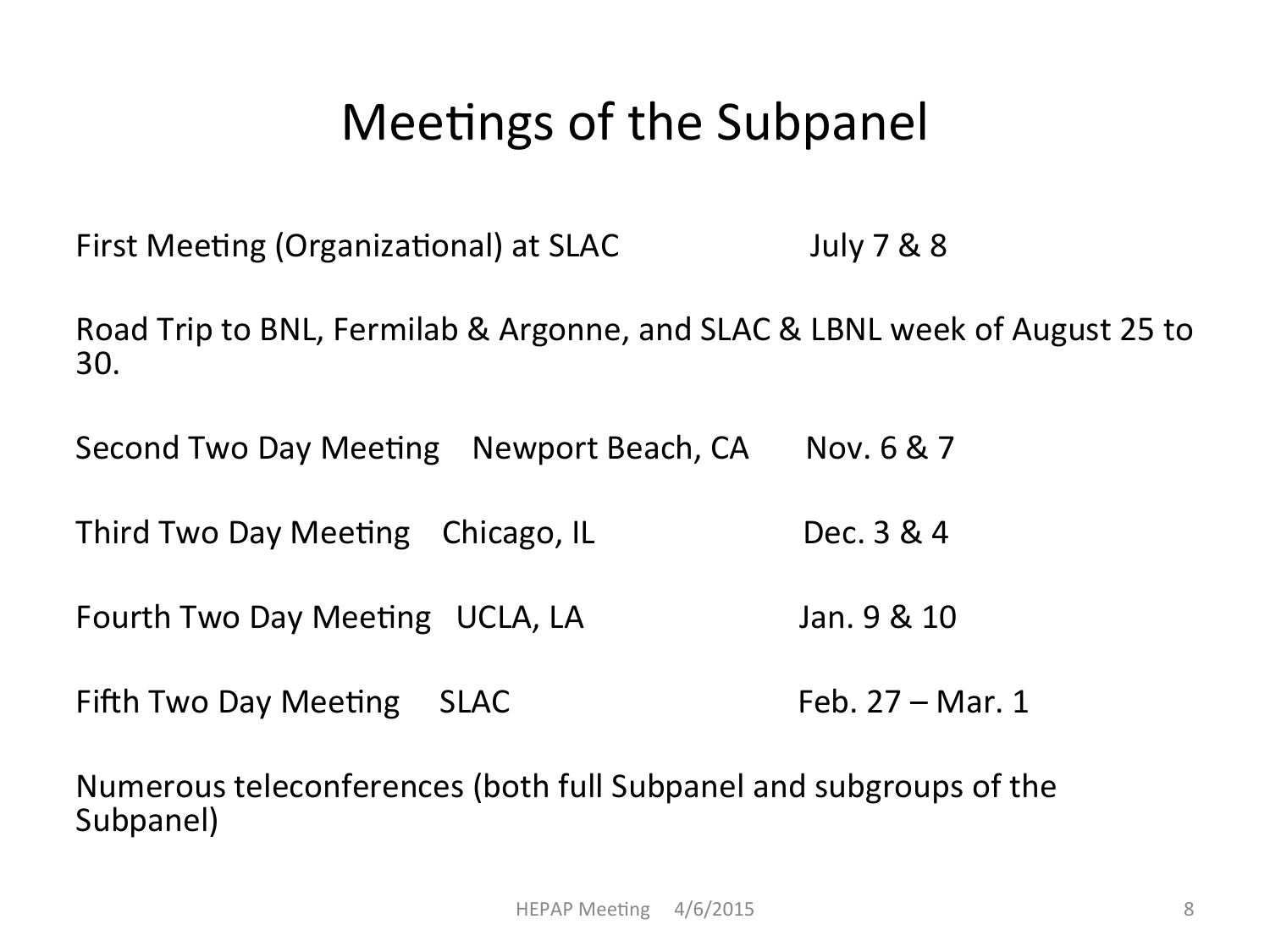# Meetings of the Subpanel

First Meeting (Organizational) at SLAC July 7 & 8

Road Trip to BNL, Fermilab & Argonne, and SLAC & LBNL week of August 25 to 30.

Second Two Day Meeting Newport Beach, CA Nov. 6 & 7

Third Two Day Meeting Chicago, IL Dec. 3 & 4

Fourth Two Day Meeting UCLA, LA Jan. 9 & 10

Fifth Two Day Meeting SLAC Feb. 27 – Mar. 1

Numerous teleconferences (both full Subpanel and subgroups of the Subpanel)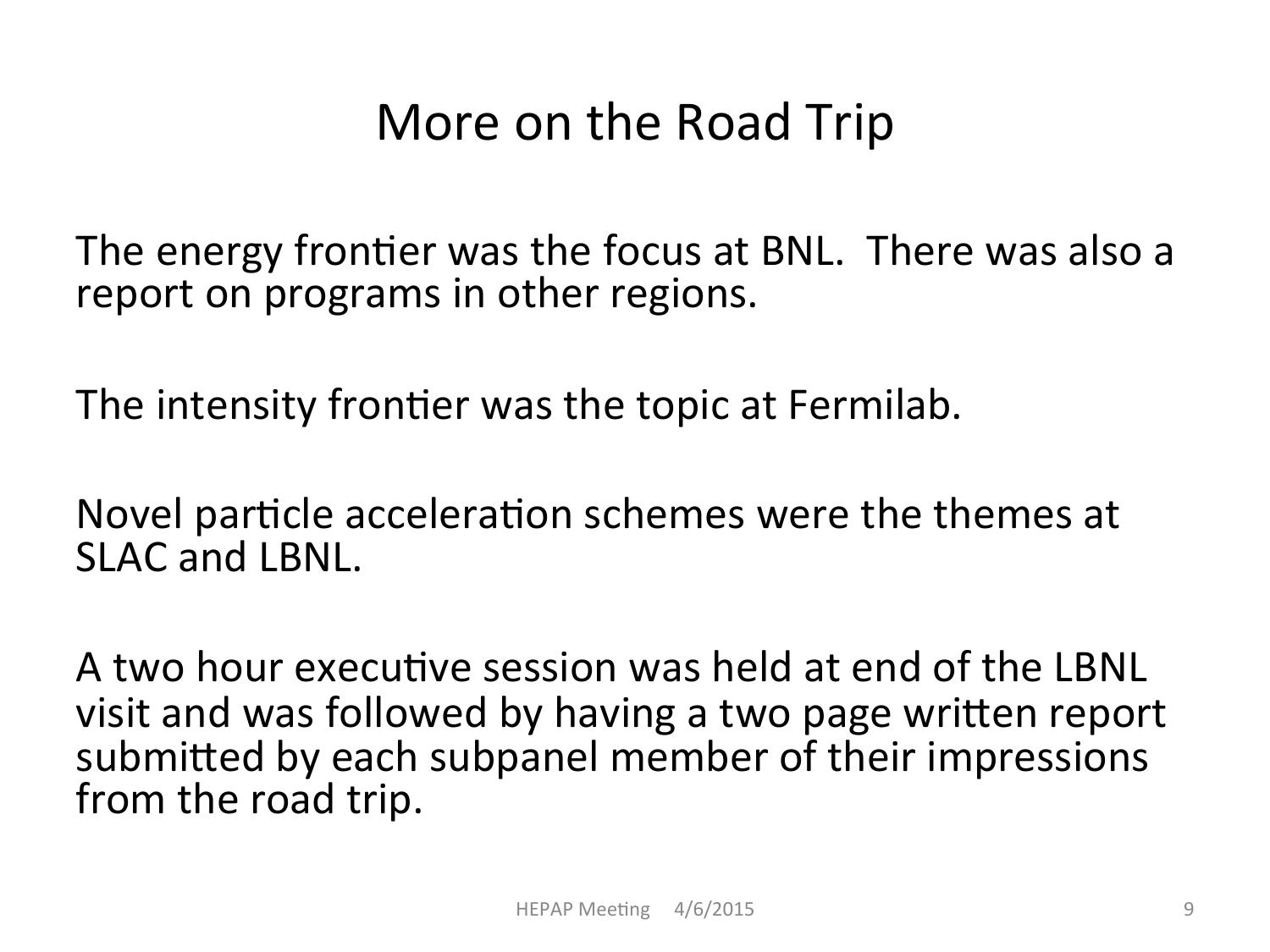# More on the Road Trip

The energy frontier was the focus at BNL. There was also a report on programs in other regions.

The intensity frontier was the topic at Fermilab.

Novel particle acceleration schemes were the themes at SLAC and LBNL.

A two hour executive session was held at end of the LBNL visit and was followed by having a two page written report submitted by each subpanel member of their impressions from the road trip.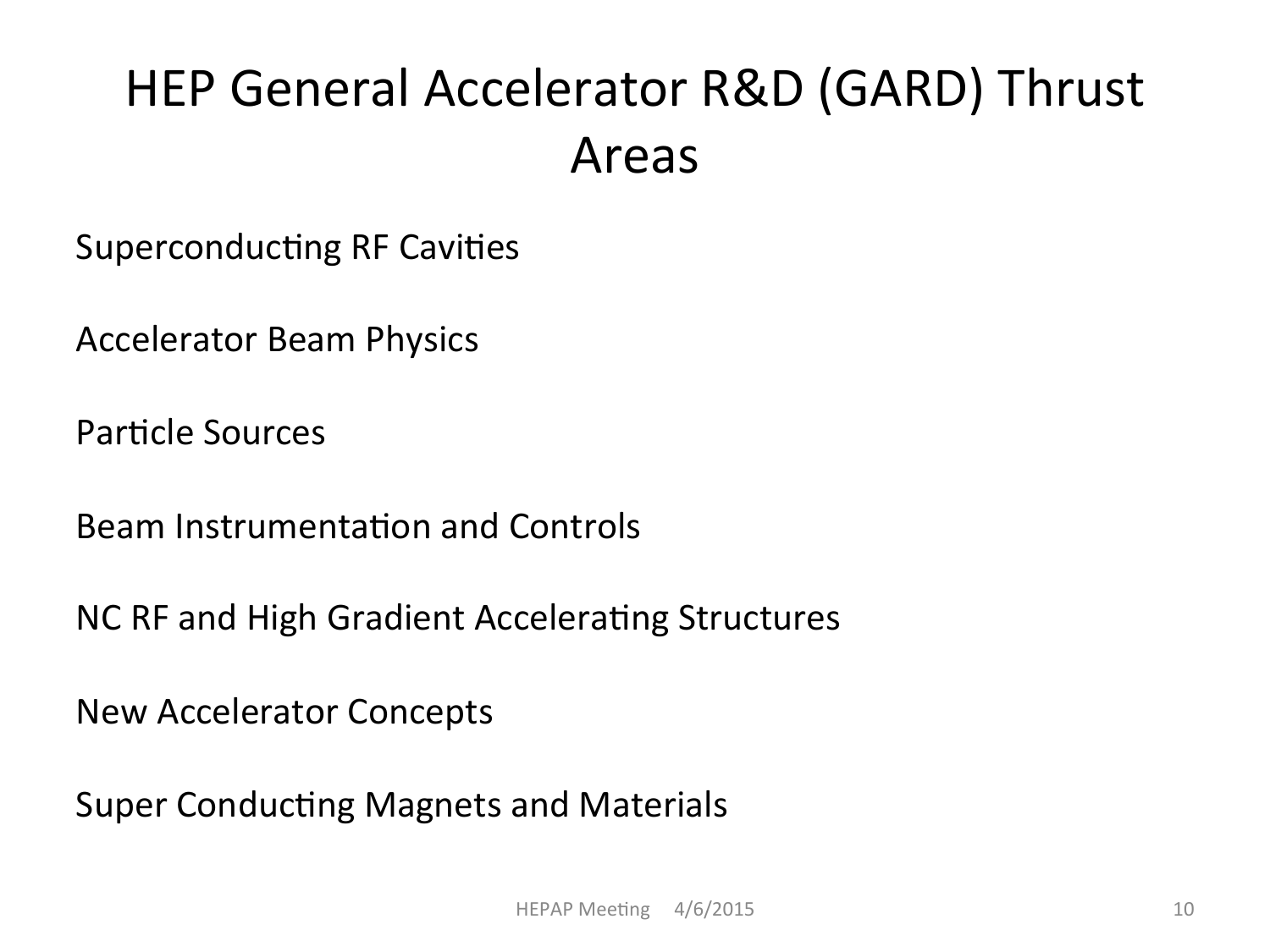# HEP General Accelerator R&D (GARD) Thrust Areas

Superconducting RF Cavities

Accelerator Beam Physics

Particle Sources

Beam Instrumentation and Controls

NC RF and High Gradient Accelerating Structures

New Accelerator Concepts

Super Conducting Magnets and Materials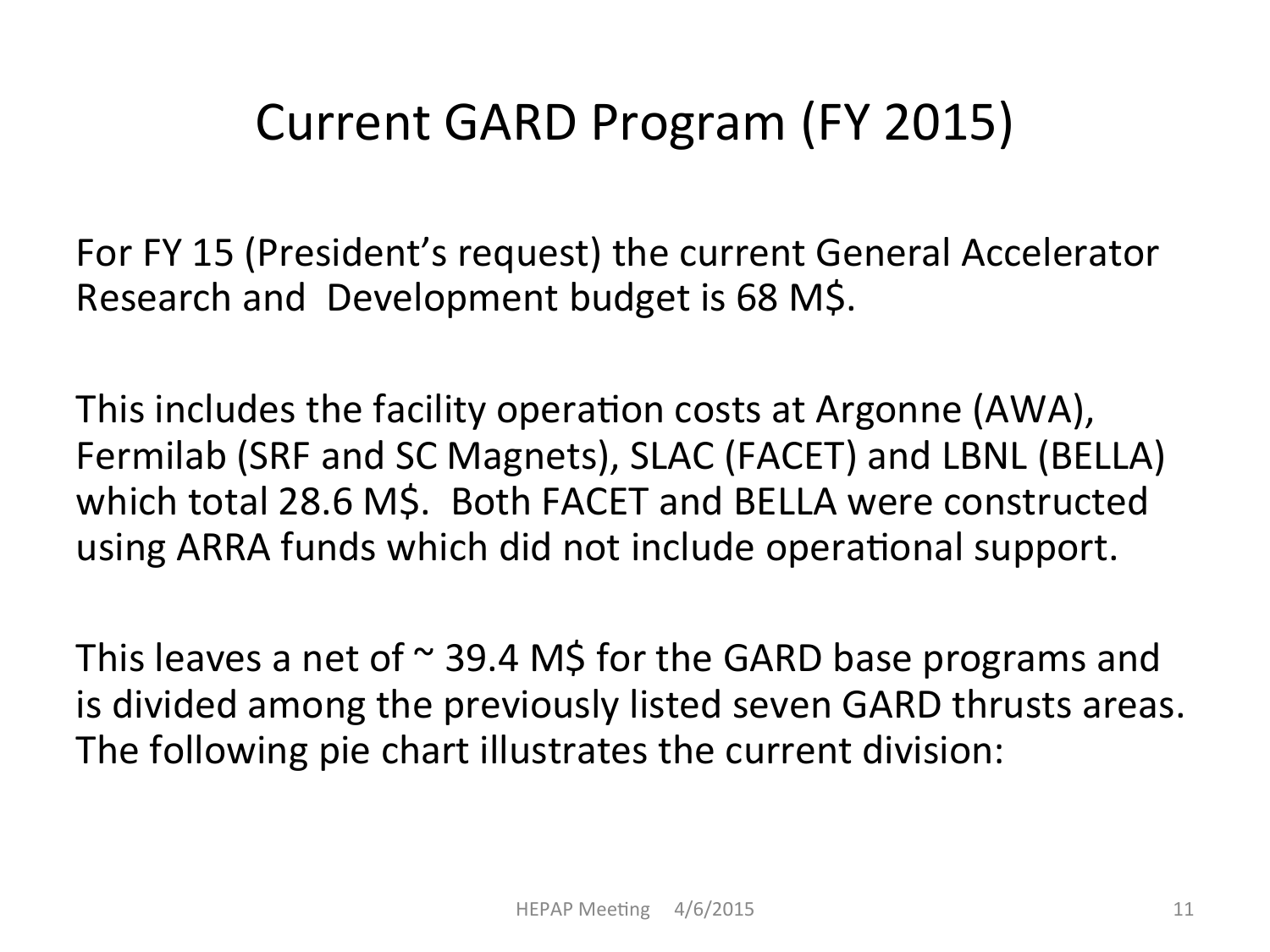# Current GARD Program (FY 2015)

For FY 15 (President's request) the current General Accelerator Research and Development budget is 68 M$.

This includes the facility operation costs at Argonne (AWA), Fermilab (SRF and SC Magnets), SLAC (FACET) and LBNL (BELLA) which total 28.6 M$. Both FACET and BELLA were constructed using ARRA funds which did not include operational support.

This leaves a net of ~ 39.4 M$ for the GARD base programs and is divided among the previously listed seven GARD thrusts areas. The following pie chart illustrates the current division: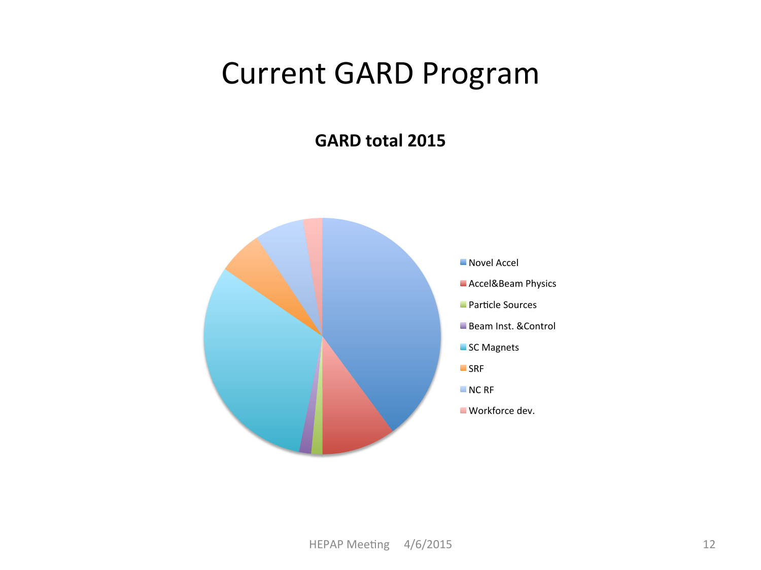# Current GARD Program

**GARD total 2015**

- Novel Accel
- Accel&Beam Physics
- Particle Sources
- Beam Inst. &Control
- SC Magnets
- SRF
- NC RF
- Workforce dev.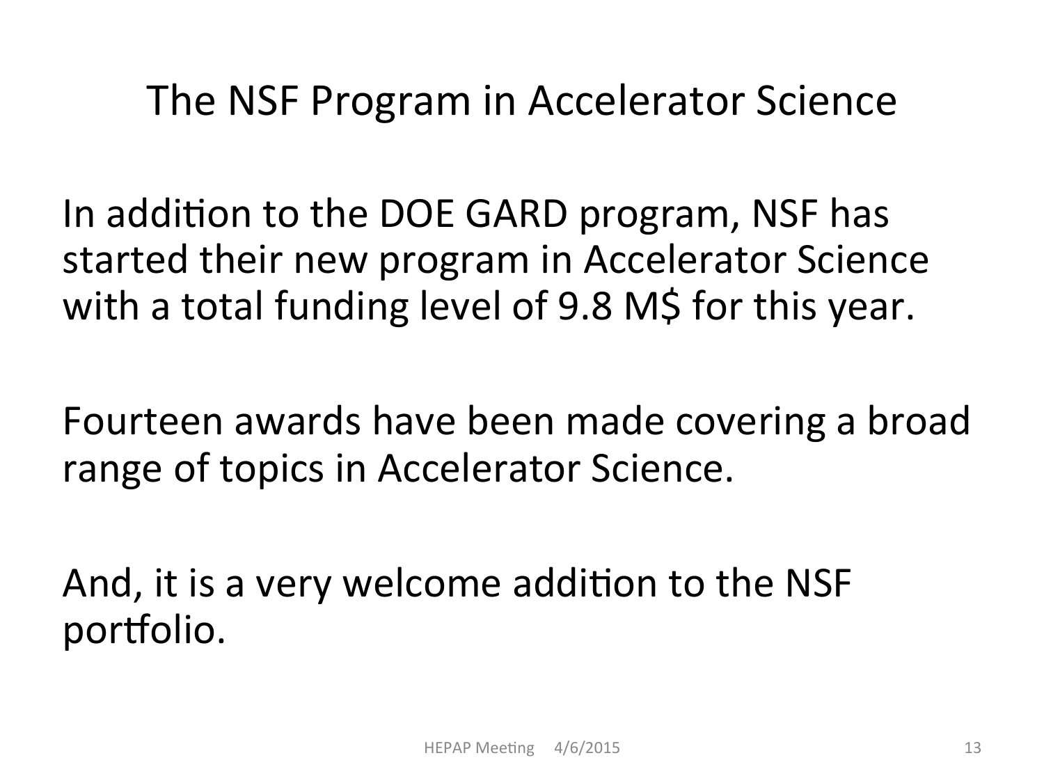# The NSF Program in Accelerator Science

In addition to the DOE GARD program, NSF has started their new program in Accelerator Science with a total funding level of 9.8 M$ for this year.

Fourteen awards have been made covering a broad range of topics in Accelerator Science.

And, it is a very welcome addition to the NSF portfolio.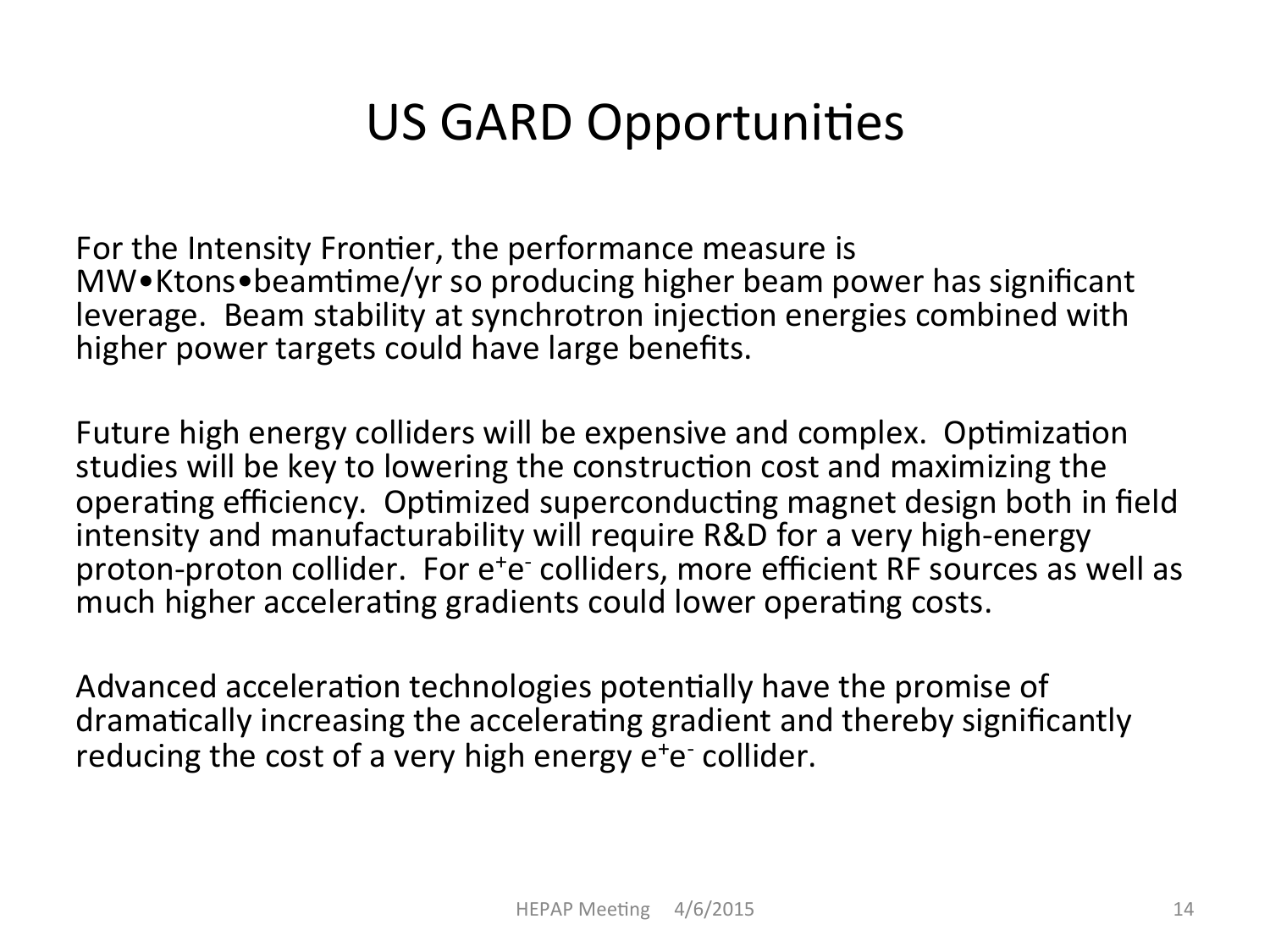# US GARD Opportunities

For the Intensity Frontier, the performance measure is MW•Ktons•beamtime/yr so producing higher beam power has significant leverage. Beam stability at synchrotron injection energies combined with higher power targets could have large benefits.

Future high energy colliders will be expensive and complex. Optimization studies will be key to lowering the construction cost and maximizing the operating efficiency. Optimized superconducting magnet design both in field intensity and manufacturability will require R&D for a very high-energy proton-proton collider. For $e^+e^-$ colliders, more efficient RF sources as well as much higher accelerating gradients could lower operating costs.

Advanced acceleration technologies potentially have the promise of dramatically increasing the accelerating gradient and thereby significantly reducing the cost of a very high energy $e^+e^-$ collider.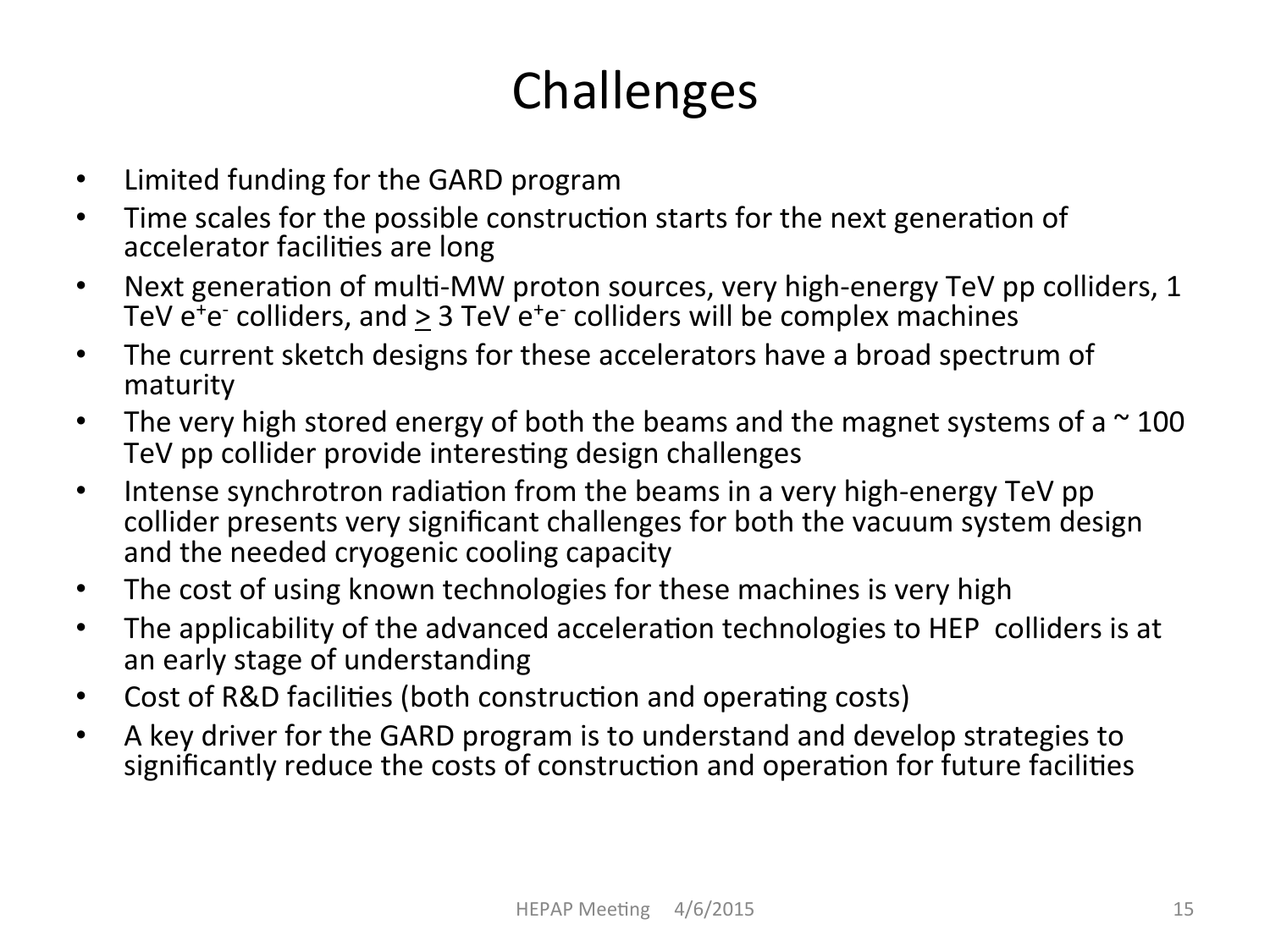# Challenges

- Limited funding for the GARD program
- Time scales for the possible construction starts for the next generation of accelerator facilities are long
- Next generation of multi-MW proton sources, very high-energy TeV pp colliders, 1 TeV $e^+e^-$ colliders, and $\geq$ 3 TeV $e^+e^-$ colliders will be complex machines
- The current sketch designs for these accelerators have a broad spectrum of maturity
- The very high stored energy of both the beams and the magnet systems of a ~ 100 TeV pp collider provide interesting design challenges
- Intense synchrotron radiation from the beams in a very high-energy TeV pp collider presents very significant challenges for both the vacuum system design and the needed cryogenic cooling capacity
- The cost of using known technologies for these machines is very high
- The applicability of the advanced acceleration technologies to HEP colliders is at an early stage of understanding
- Cost of R&D facilities (both construction and operating costs)
- A key driver for the GARD program is to understand and develop strategies to significantly reduce the costs of construction and operation for future facilities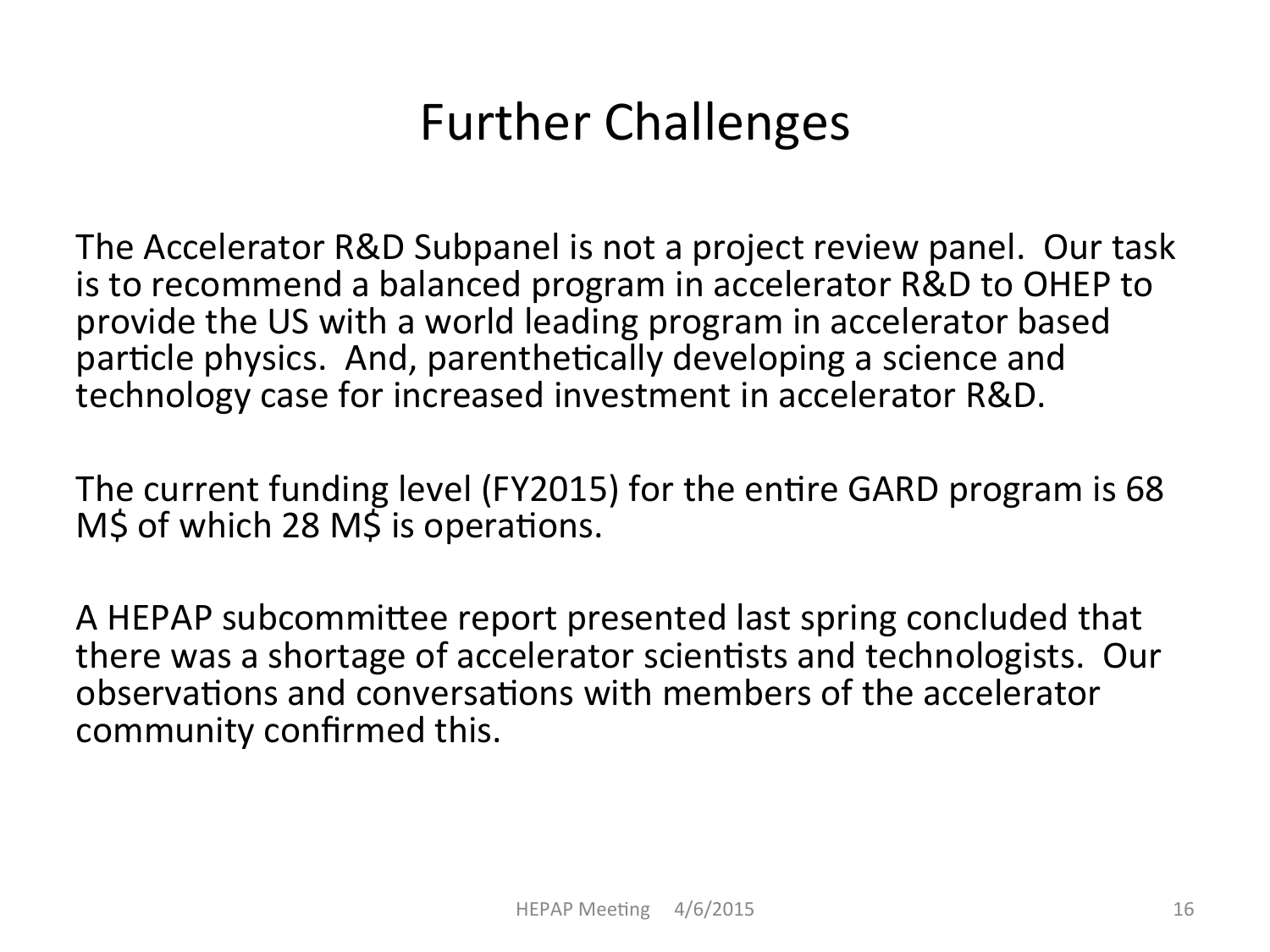# Further Challenges

The Accelerator R&D Subpanel is not a project review panel. Our task is to recommend a balanced program in accelerator R&D to OHEP to provide the US with a world leading program in accelerator based particle physics. And, parenthetically developing a science and technology case for increased investment in accelerator R&D.

The current funding level (FY2015) for the entire GARD program is 68 M$ of which 28 M$ is operations.

A HEPAP subcommittee report presented last spring concluded that there was a shortage of accelerator scientists and technologists. Our observations and conversations with members of the accelerator community confirmed this.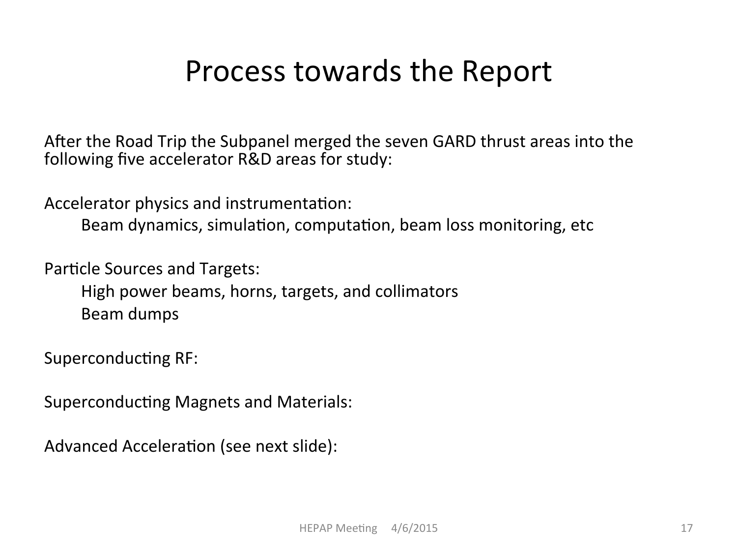# Process towards the Report

After the Road Trip the Subpanel merged the seven GARD thrust areas into the following five accelerator R&D areas for study:

Accelerator physics and instrumentation:

- Beam dynamics, simulation, computation, beam loss monitoring, etc

Particle Sources and Targets:

- High power beams, horns, targets, and collimators
- Beam dumps

Superconducting RF:

Superconducting Magnets and Materials:

Advanced Acceleration (see next slide):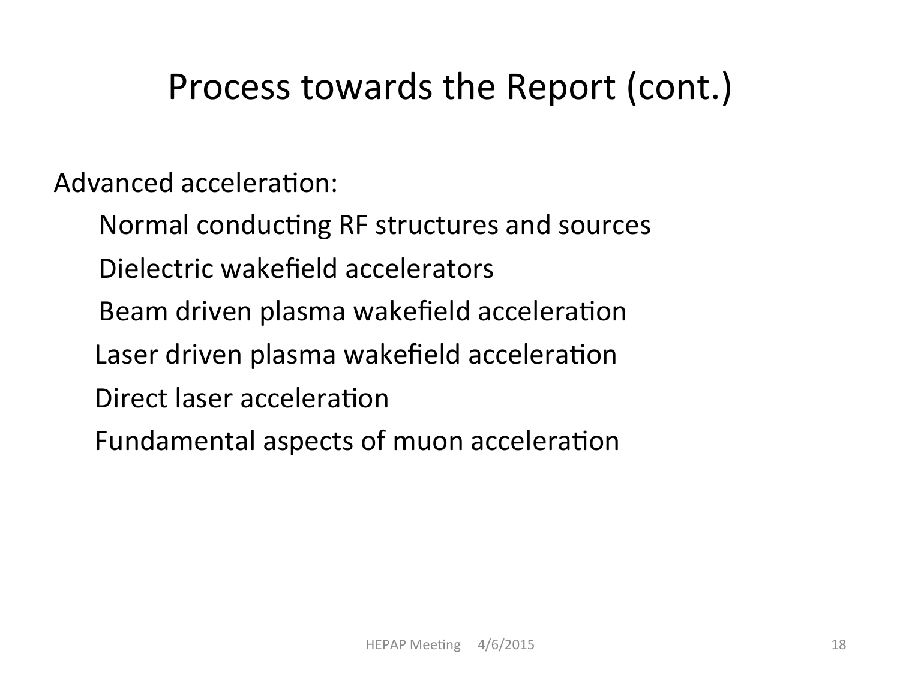# Process towards the Report (cont.)

Advanced acceleration:

- Normal conducting RF structures and sources
- Dielectric wakefield accelerators
- Beam driven plasma wakefield acceleration
- Laser driven plasma wakefield acceleration
- Direct laser acceleration
- Fundamental aspects of muon acceleration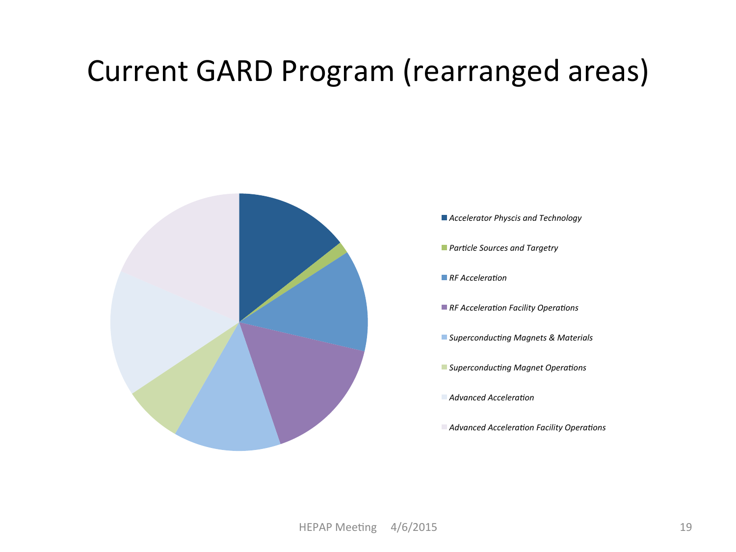# Current GARD Program (rearranged areas)

- *Accelerator Physcis and Technology*
- *Particle Sources and Targetry*
- *RF Acceleration*
- *RF Acceleration Facility Operations*
- *Superconducting Magnets & Materials*
- *Superconducting Magnet Operations*
- *Advanced Acceleration*
- *Advanced Acceleration Facility Operations*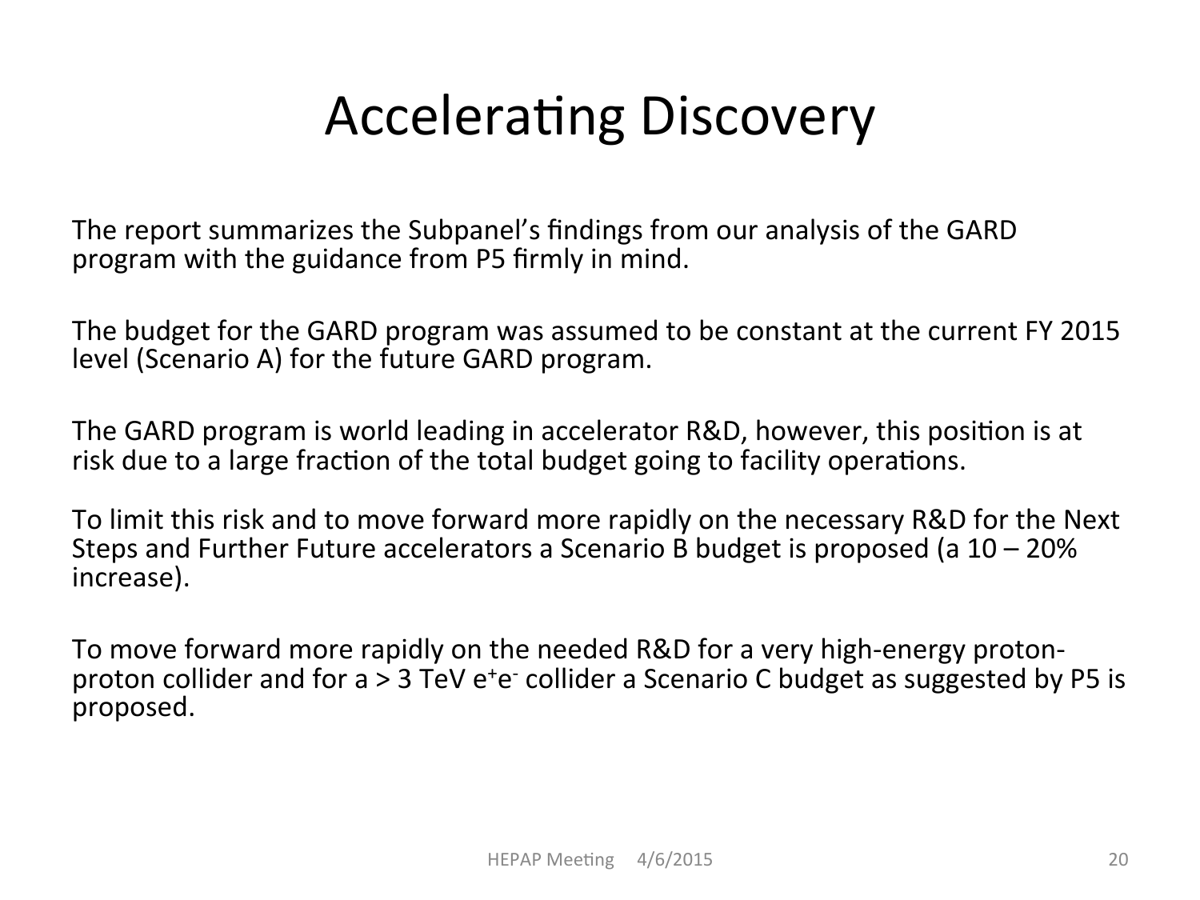# Accelerating Discovery

The report summarizes the Subpanel's findings from our analysis of the GARD program with the guidance from P5 firmly in mind.

The budget for the GARD program was assumed to be constant at the current FY 2015 level (Scenario A) for the future GARD program.

The GARD program is world leading in accelerator R&D, however, this position is at risk due to a large fraction of the total budget going to facility operations.

To limit this risk and to move forward more rapidly on the necessary R&D for the Next Steps and Further Future accelerators a Scenario B budget is proposed (a 10 – 20% increase).

To move forward more rapidly on the needed R&D for a very high-energy proton-proton collider and for a > 3 TeV $e^+e^-$ collider a Scenario C budget as suggested by P5 is proposed.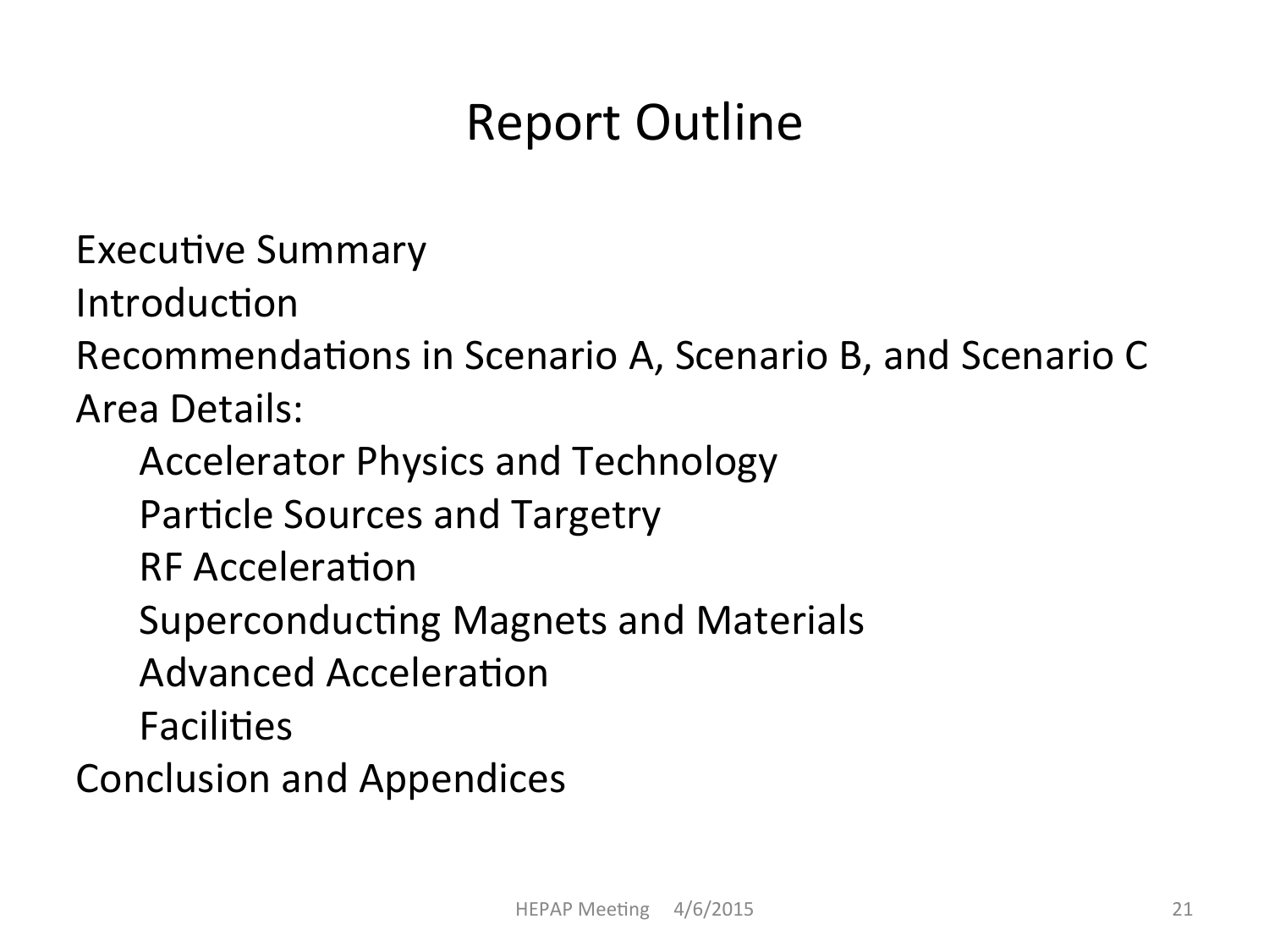# Report Outline

Executive Summary

Introduction

Recommendations in Scenario A, Scenario B, and Scenario C

Area Details:

- Accelerator Physics and Technology
- Particle Sources and Targetry
- RF Acceleration
- Superconducting Magnets and Materials
- Advanced Acceleration
- Facilities

Conclusion and Appendices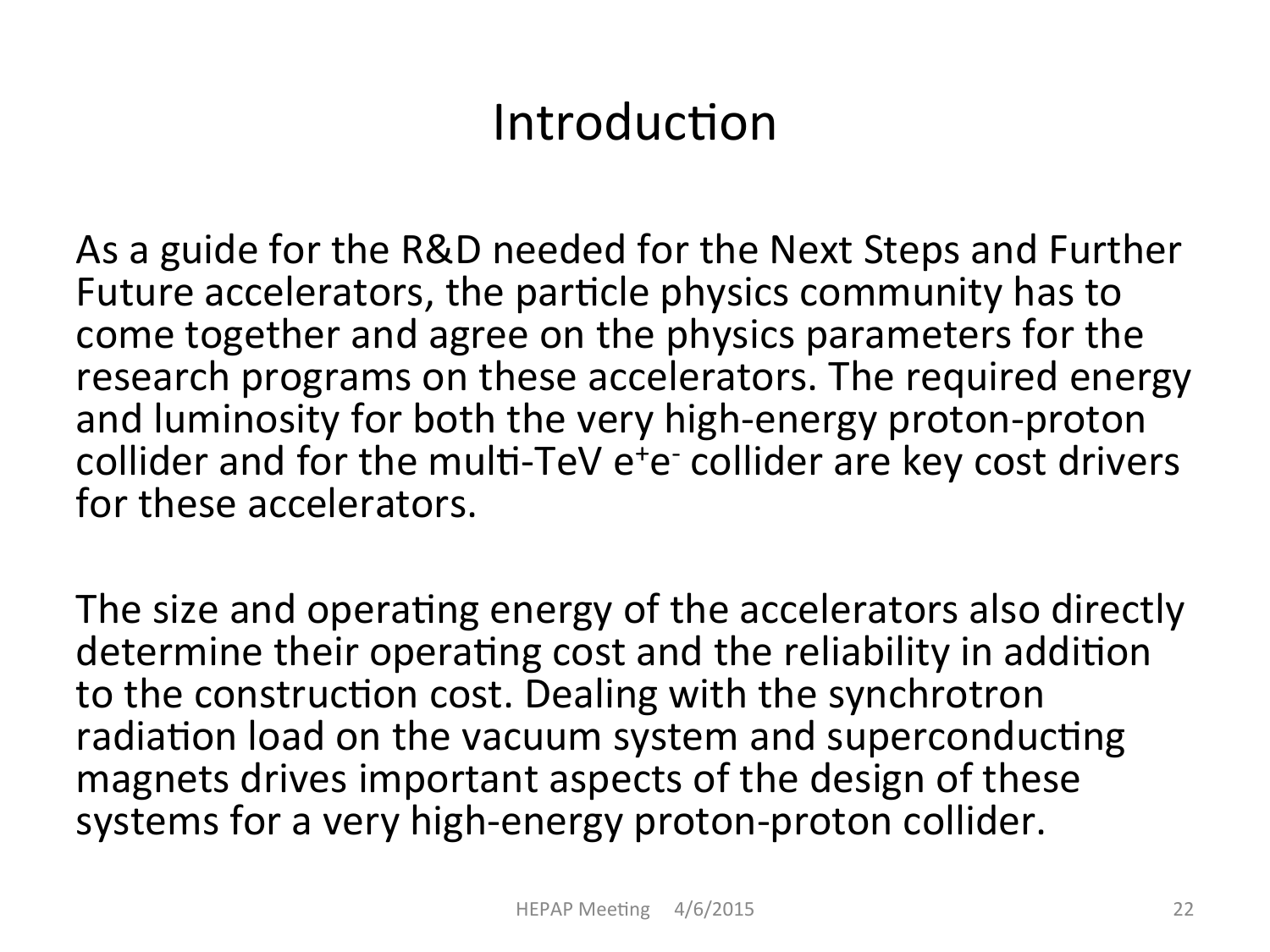# Introduction

As a guide for the R&D needed for the Next Steps and Further Future accelerators, the particle physics community has to come together and agree on the physics parameters for the research programs on these accelerators. The required energy and luminosity for both the very high-energy proton-proton collider and for the multi-TeV $e^+e^-$ collider are key cost drivers for these accelerators.

The size and operating energy of the accelerators also directly determine their operating cost and the reliability in addition to the construction cost. Dealing with the synchrotron radiation load on the vacuum system and superconducting magnets drives important aspects of the design of these systems for a very high-energy proton-proton collider.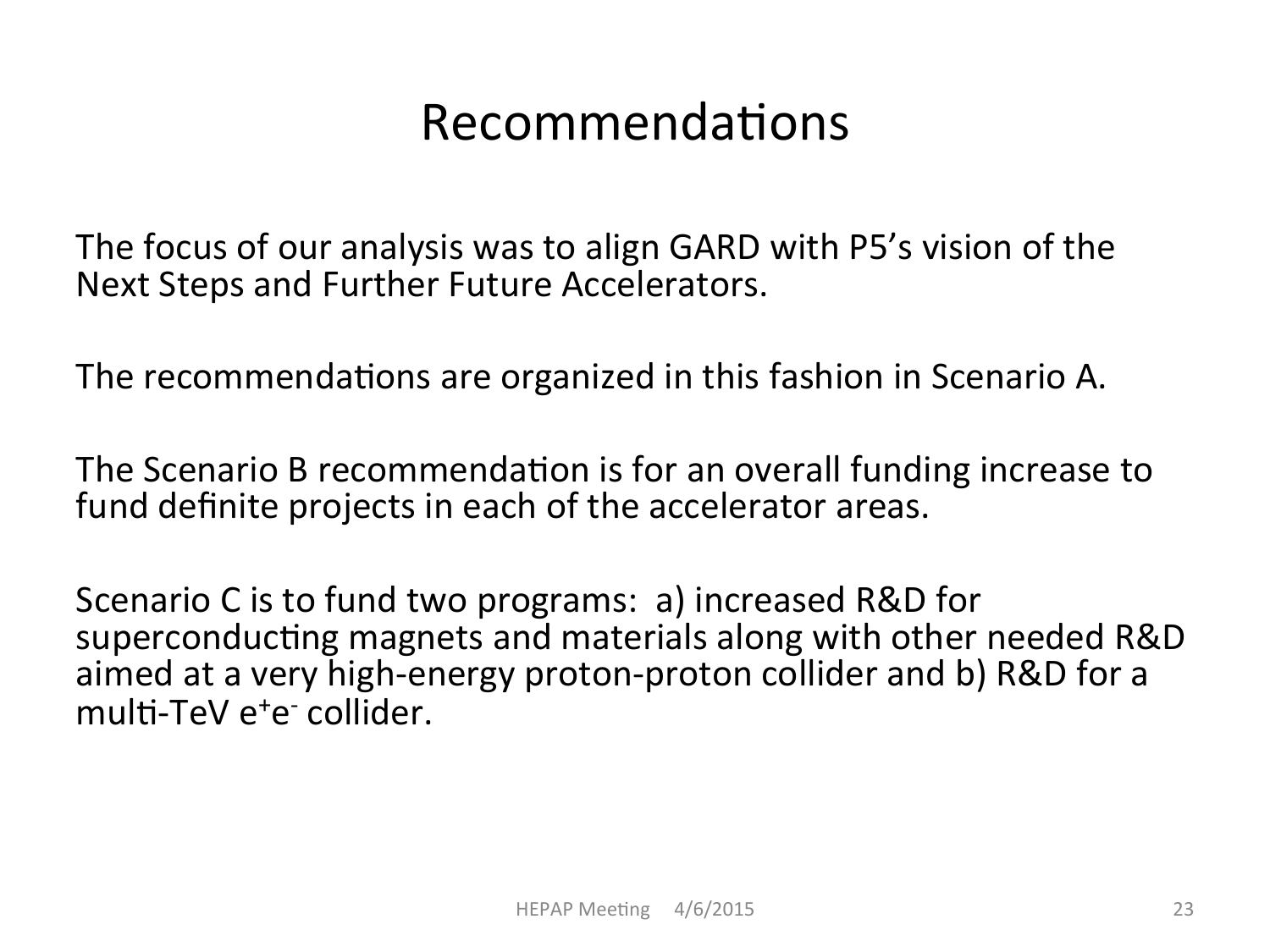# Recommendations

The focus of our analysis was to align GARD with P5's vision of the Next Steps and Further Future Accelerators.

The recommendations are organized in this fashion in Scenario A.

The Scenario B recommendation is for an overall funding increase to fund definite projects in each of the accelerator areas.

Scenario C is to fund two programs: a) increased R&D for superconducting magnets and materials along with other needed R&D aimed at a very high-energy proton-proton collider and b) R&D for a multi-TeV $e^+e^-$ collider.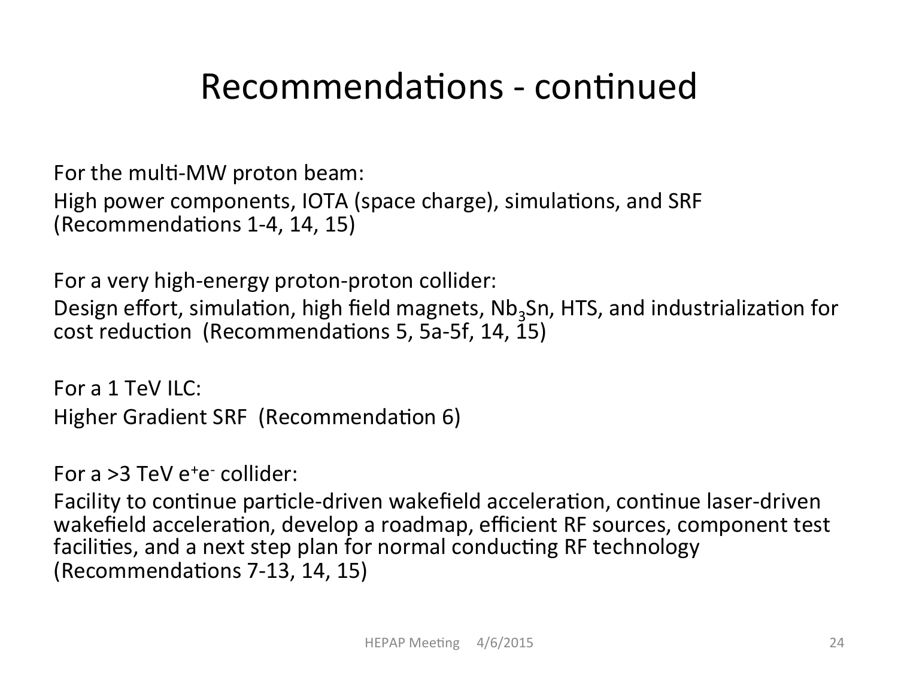# Recommendations - continued

For the multi-MW proton beam:
High power components, IOTA (space charge), simulations, and SRF (Recommendations 1-4, 14, 15)

For a very high-energy proton-proton collider:
Design effort, simulation, high field magnets, $Nb_3Sn$, HTS, and industrialization for cost reduction (Recommendations 5, 5a-5f, 14, 15)

For a 1 TeV ILC:
Higher Gradient SRF (Recommendation 6)

For a >3 TeV $e^+e^-$ collider:
Facility to continue particle-driven wakefield acceleration, continue laser-driven wakefield acceleration, develop a roadmap, efficient RF sources, component test facilities, and a next step plan for normal conducting RF technology (Recommendations 7-13, 14, 15)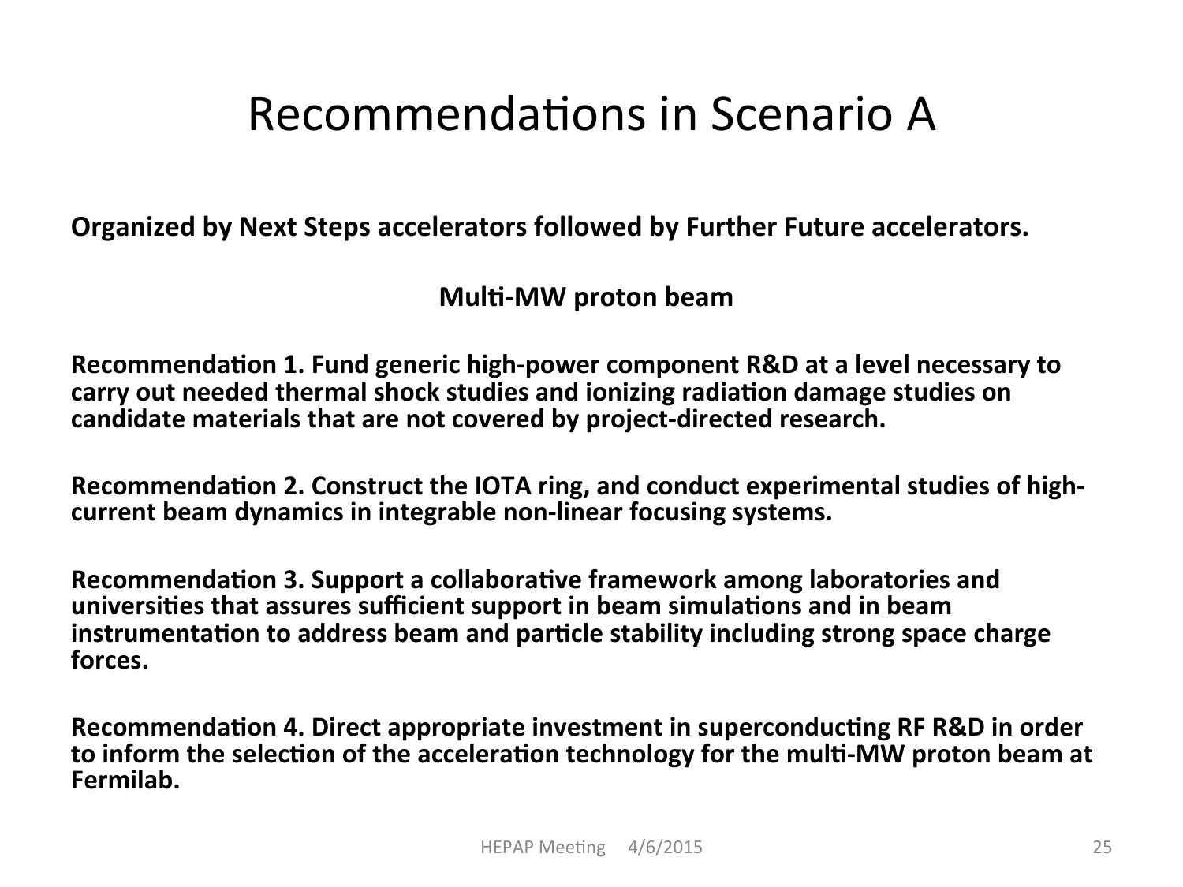# Recommendations in Scenario A

**Organized by Next Steps accelerators followed by Further Future accelerators.**

**Multi-MW proton beam**

**Recommendation 1. Fund generic high-power component R&D at a level necessary to carry out needed thermal shock studies and ionizing radiation damage studies on candidate materials that are not covered by project-directed research.**

**Recommendation 2. Construct the IOTA ring, and conduct experimental studies of high-current beam dynamics in integrable non-linear focusing systems.**

**Recommendation 3. Support a collaborative framework among laboratories and universities that assures sufficient support in beam simulations and in beam instrumentation to address beam and particle stability including strong space charge forces.**

**Recommendation 4. Direct appropriate investment in superconducting RF R&D in order to inform the selection of the acceleration technology for the multi-MW proton beam at Fermilab.**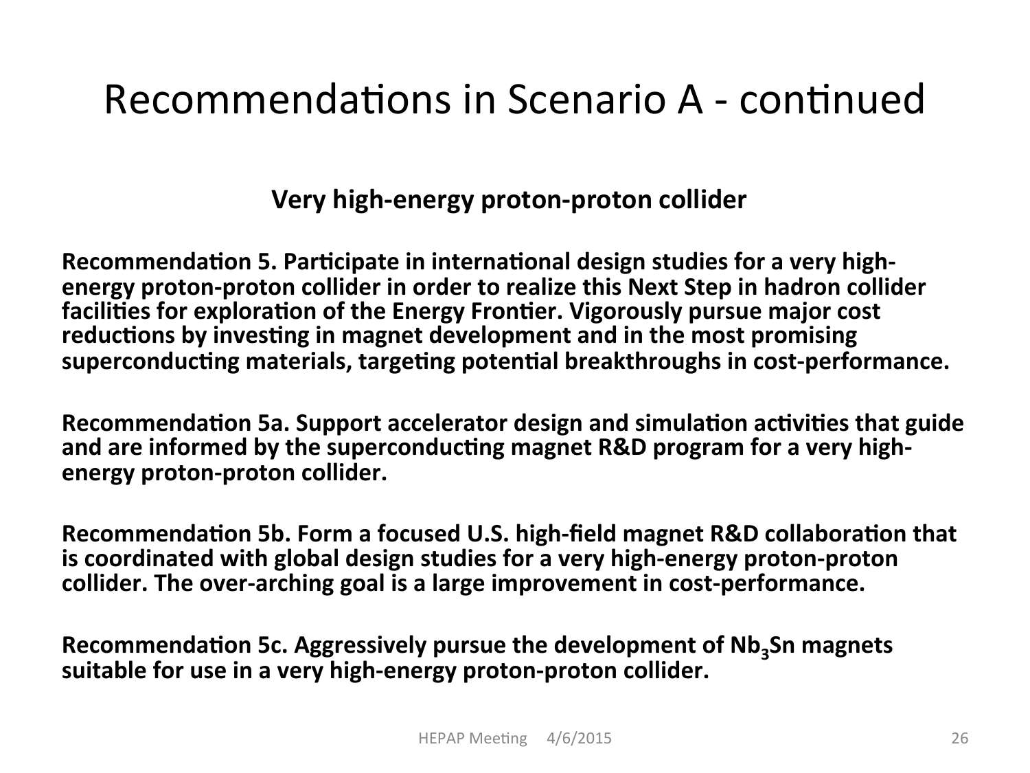# Recommendations in Scenario A - continued

### Very high-energy proton-proton collider

**Recommendation 5. Participate in international design studies for a very high-energy proton-proton collider in order to realize this Next Step in hadron collider facilities for exploration of the Energy Frontier. Vigorously pursue major cost reductions by investing in magnet development and in the most promising superconducting materials, targeting potential breakthroughs in cost-performance.**

**Recommendation 5a. Support accelerator design and simulation activities that guide and are informed by the superconducting magnet R&D program for a very high-energy proton-proton collider.**

**Recommendation 5b. Form a focused U.S. high-field magnet R&D collaboration that is coordinated with global design studies for a very high-energy proton-proton collider. The over-arching goal is a large improvement in cost-performance.**

**Recommendation 5c. Aggressively pursue the development of $Nb_3Sn$ magnets suitable for use in a very high-energy proton-proton collider.**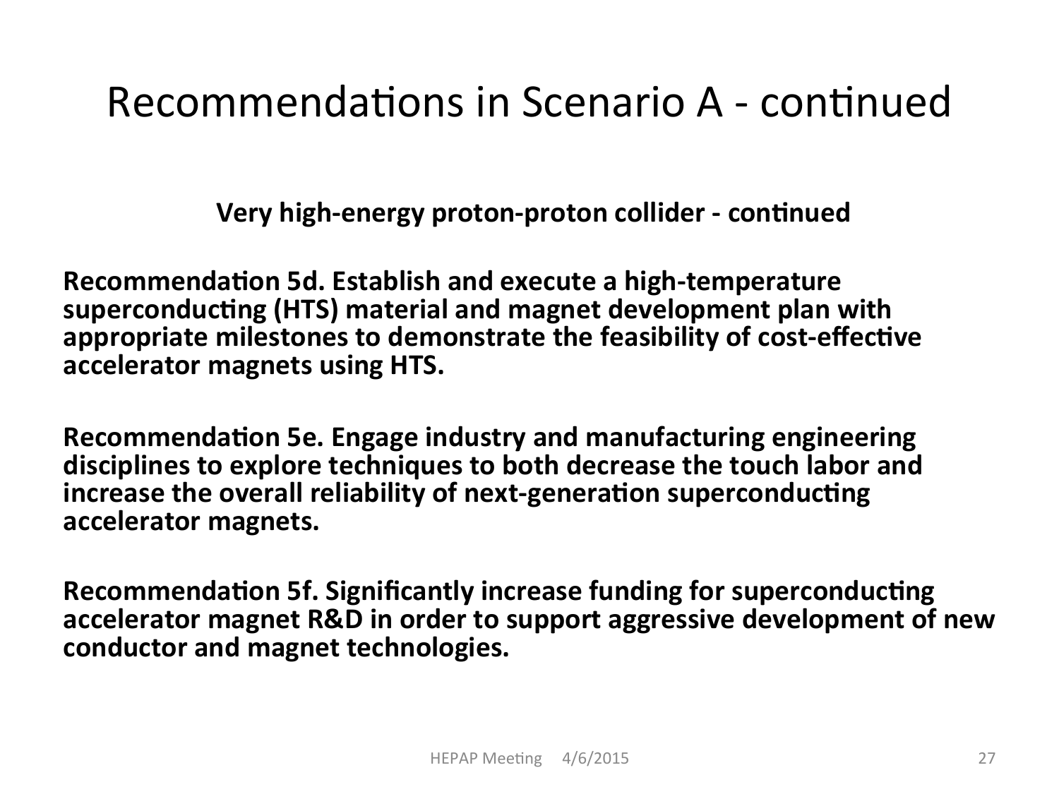# Recommendations in Scenario A - continued

**Very high-energy proton-proton collider - continued**

**Recommendation 5d. Establish and execute a high-temperature superconducting (HTS) material and magnet development plan with appropriate milestones to demonstrate the feasibility of cost-effective accelerator magnets using HTS.**

**Recommendation 5e. Engage industry and manufacturing engineering disciplines to explore techniques to both decrease the touch labor and increase the overall reliability of next-generation superconducting accelerator magnets.**

**Recommendation 5f. Significantly increase funding for superconducting accelerator magnet R&D in order to support aggressive development of new conductor and magnet technologies.**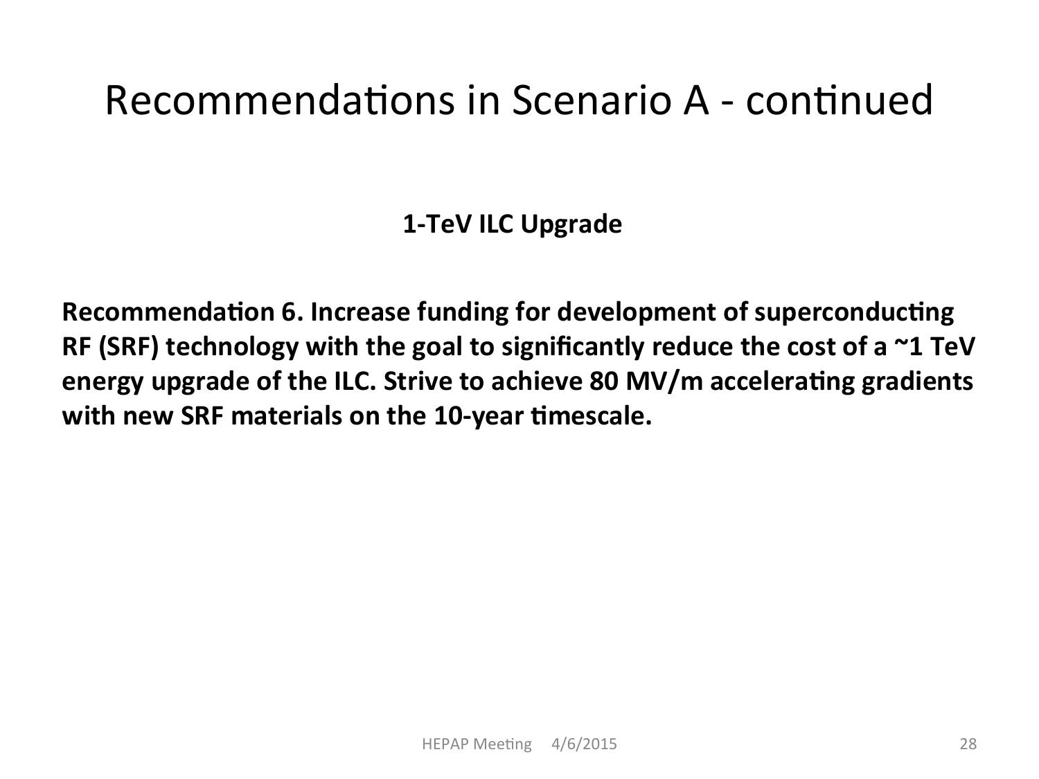# Recommendations in Scenario A - continued

**1-TeV ILC Upgrade**

**Recommendation 6. Increase funding for development of superconducting RF (SRF) technology with the goal to significantly reduce the cost of a ~1 TeV energy upgrade of the ILC. Strive to achieve 80 MV/m accelerating gradients with new SRF materials on the 10-year timescale.**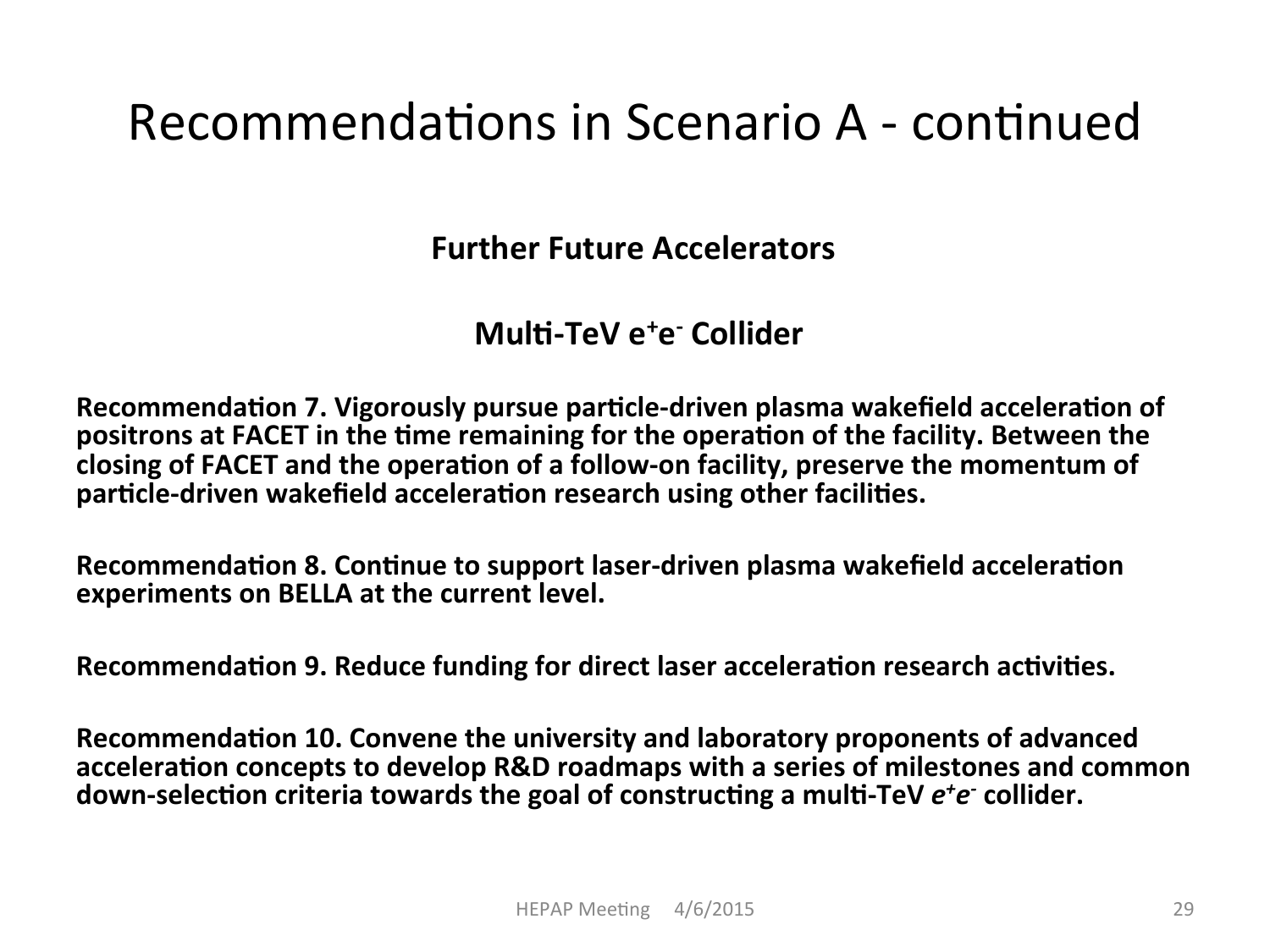# Recommendations in Scenario A - continued

## Further Future Accelerators

### Multi-TeV $e^+e^-$ Collider

**Recommendation 7. Vigorously pursue particle-driven plasma wakefield acceleration of positrons at FACET in the time remaining for the operation of the facility. Between the closing of FACET and the operation of a follow-on facility, preserve the momentum of particle-driven wakefield acceleration research using other facilities.**

**Recommendation 8. Continue to support laser-driven plasma wakefield acceleration experiments on BELLA at the current level.**

**Recommendation 9. Reduce funding for direct laser acceleration research activities.**

**Recommendation 10. Convene the university and laboratory proponents of advanced acceleration concepts to develop R&D roadmaps with a series of milestones and common down-selection criteria towards the goal of constructing a multi-TeV $e^+e^-$ collider.**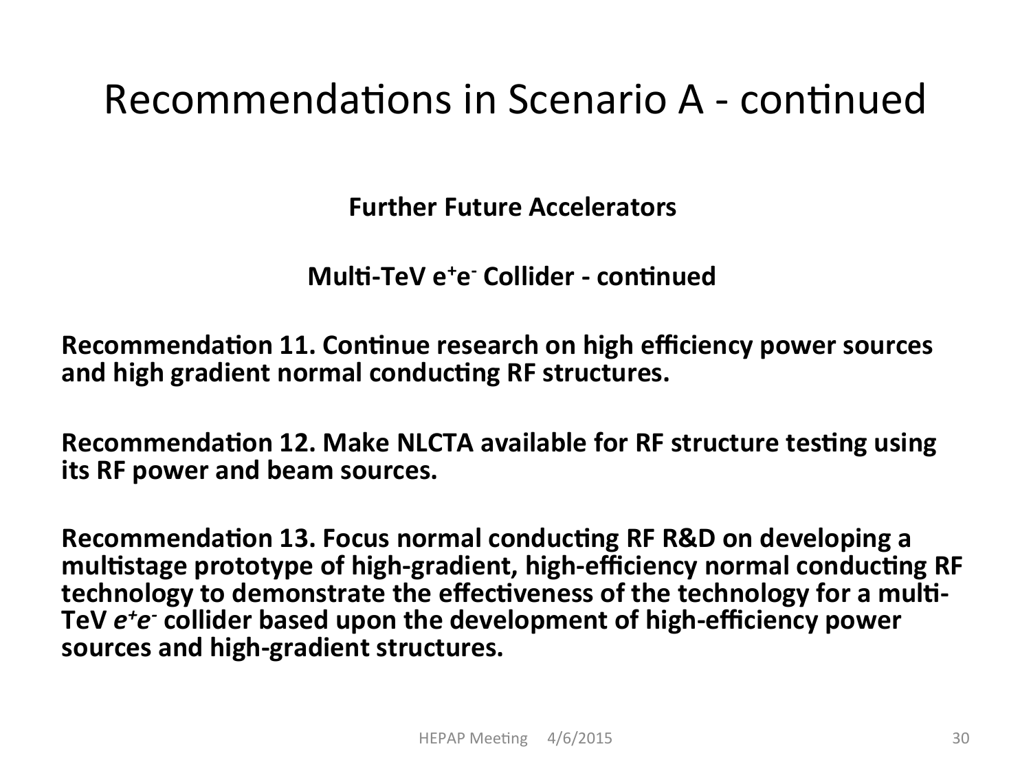# Recommendations in Scenario A - continued

**Further Future Accelerators**

**Multi-TeV $e^+e^-$ Collider - continued**

**Recommendation 11. Continue research on high efficiency power sources and high gradient normal conducting RF structures.**

**Recommendation 12. Make NLCTA available for RF structure testing using its RF power and beam sources.**

**Recommendation 13. Focus normal conducting RF R&D on developing a multistage prototype of high-gradient, high-efficiency normal conducting RF technology to demonstrate the effectiveness of the technology for a multi-TeV $e^+e^-$ collider based upon the development of high-efficiency power sources and high-gradient structures.**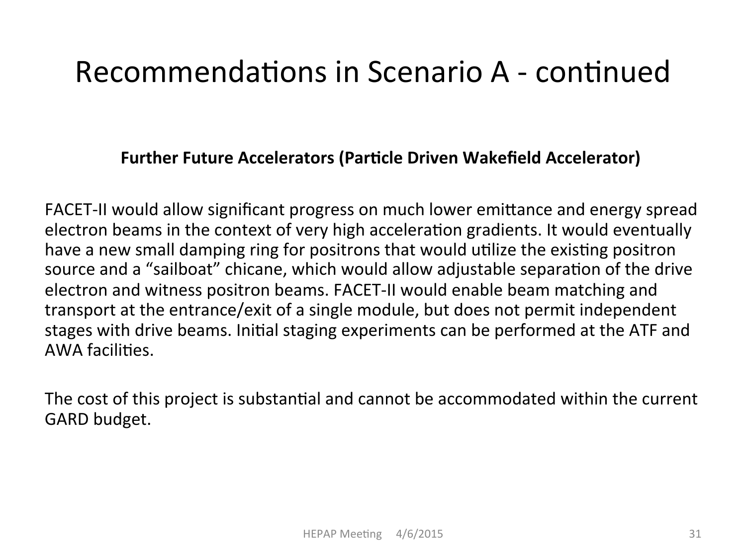# Recommendations in Scenario A - continued

**Further Future Accelerators (Particle Driven Wakefield Accelerator)**

FACET-II would allow significant progress on much lower emittance and energy spread electron beams in the context of very high acceleration gradients. It would eventually have a new small damping ring for positrons that would utilize the existing positron source and a "sailboat" chicane, which would allow adjustable separation of the drive electron and witness positron beams. FACET-II would enable beam matching and transport at the entrance/exit of a single module, but does not permit independent stages with drive beams. Initial staging experiments can be performed at the ATF and AWA facilities.

The cost of this project is substantial and cannot be accommodated within the current GARD budget.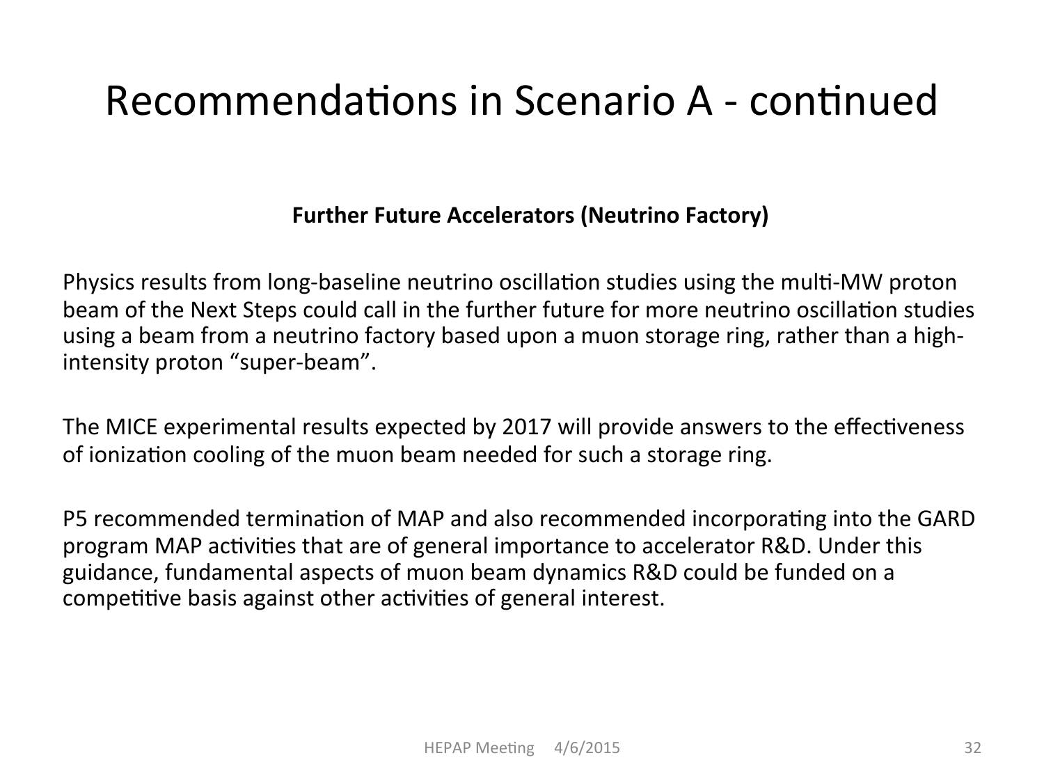# Recommendations in Scenario A - continued

**Further Future Accelerators (Neutrino Factory)**

Physics results from long-baseline neutrino oscillation studies using the multi-MW proton beam of the Next Steps could call in the further future for more neutrino oscillation studies using a beam from a neutrino factory based upon a muon storage ring, rather than a high-intensity proton "super-beam".

The MICE experimental results expected by 2017 will provide answers to the effectiveness of ionization cooling of the muon beam needed for such a storage ring.

P5 recommended termination of MAP and also recommended incorporating into the GARD program MAP activities that are of general importance to accelerator R&D. Under this guidance, fundamental aspects of muon beam dynamics R&D could be funded on a competitive basis against other activities of general interest.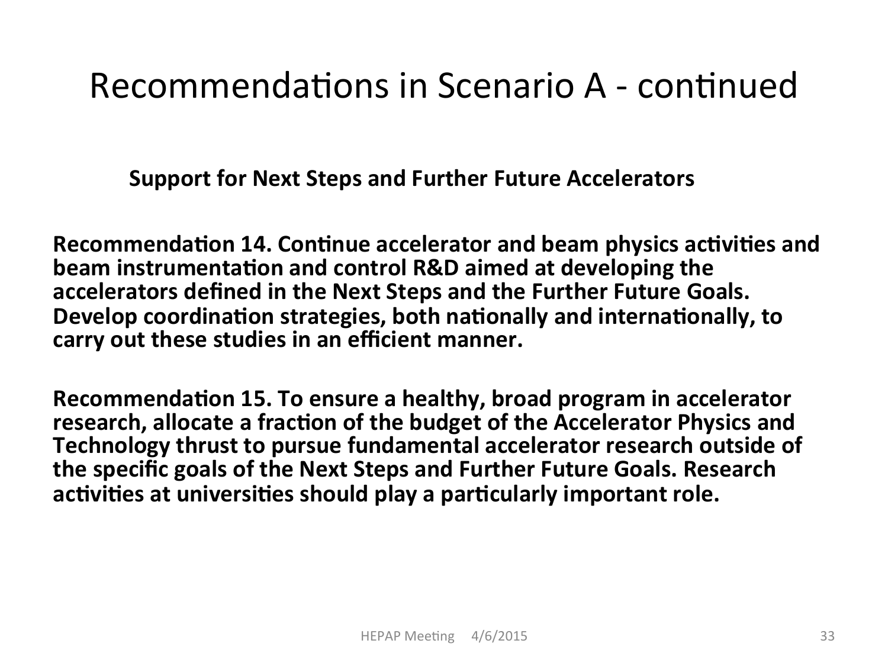# Recommendations in Scenario A - continued

### Support for Next Steps and Further Future Accelerators

**Recommendation 14. Continue accelerator and beam physics activities and beam instrumentation and control R&D aimed at developing the accelerators defined in the Next Steps and the Further Future Goals. Develop coordination strategies, both nationally and internationally, to carry out these studies in an efficient manner.**

**Recommendation 15. To ensure a healthy, broad program in accelerator research, allocate a fraction of the budget of the Accelerator Physics and Technology thrust to pursue fundamental accelerator research outside of the specific goals of the Next Steps and Further Future Goals. Research activities at universities should play a particularly important role.**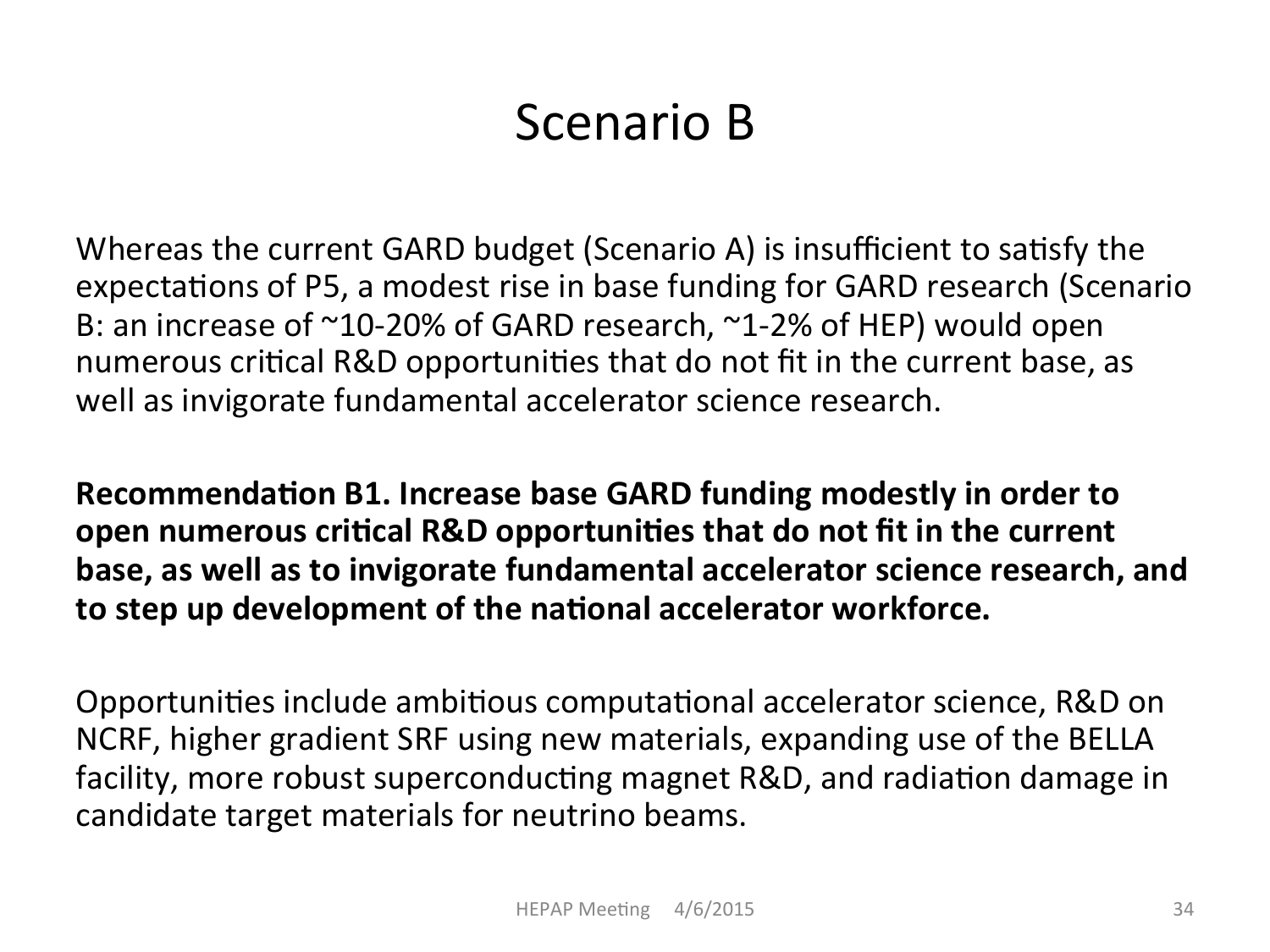# Scenario B

Whereas the current GARD budget (Scenario A) is insufficient to satisfy the expectations of P5, a modest rise in base funding for GARD research (Scenario B: an increase of ~10-20% of GARD research, ~1-2% of HEP) would open numerous critical R&D opportunities that do not fit in the current base, as well as invigorate fundamental accelerator science research.

**Recommendation B1. Increase base GARD funding modestly in order to open numerous critical R&D opportunities that do not fit in the current base, as well as to invigorate fundamental accelerator science research, and to step up development of the national accelerator workforce.**

Opportunities include ambitious computational accelerator science, R&D on NCRF, higher gradient SRF using new materials, expanding use of the BELLA facility, more robust superconducting magnet R&D, and radiation damage in candidate target materials for neutrino beams.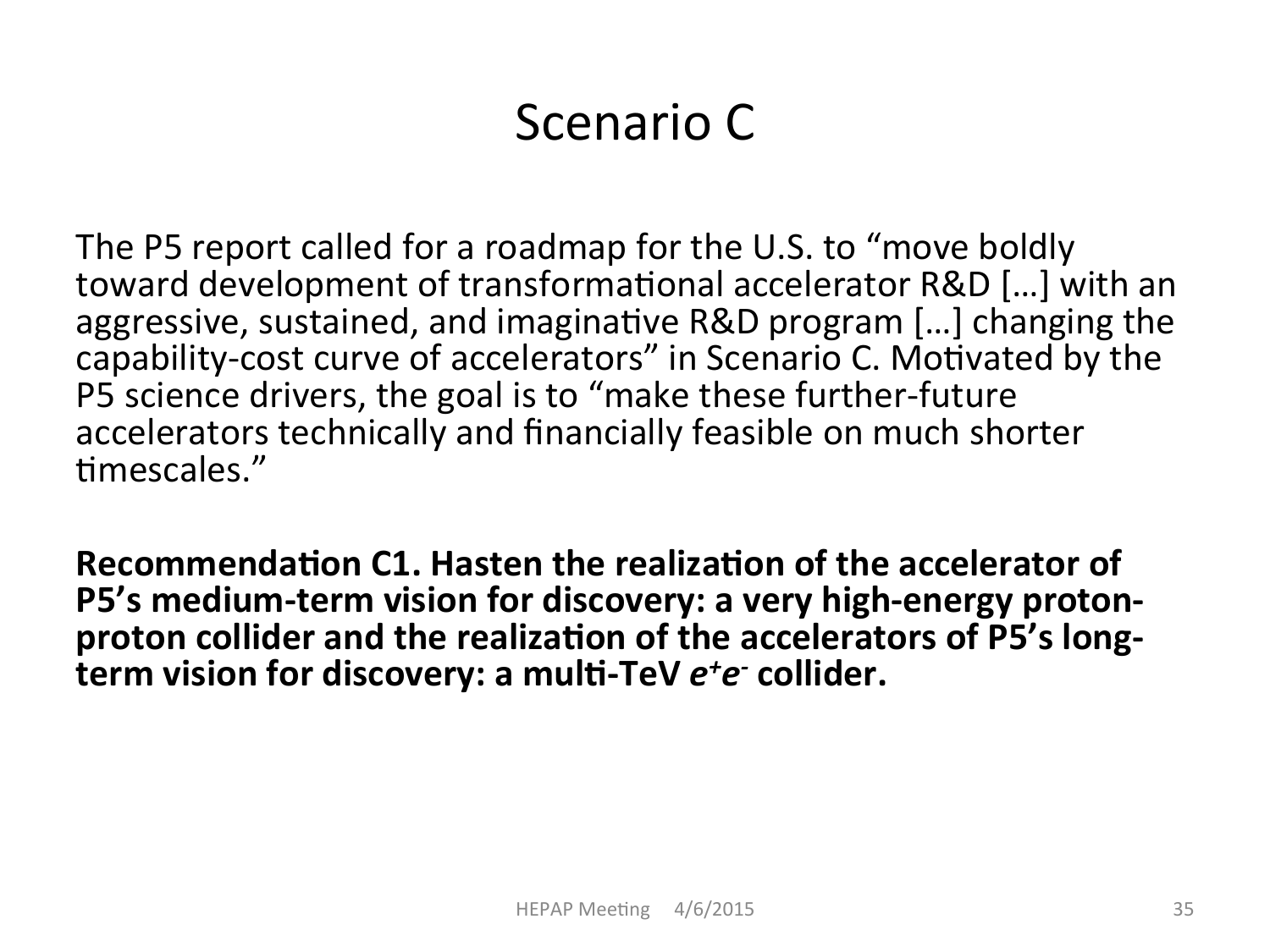# Scenario C

The P5 report called for a roadmap for the U.S. to “move boldly toward development of transformational accelerator R&D […] with an aggressive, sustained, and imaginative R&D program […] changing the capability-cost curve of accelerators” in Scenario C. Motivated by the P5 science drivers, the goal is to “make these further-future accelerators technically and financially feasible on much shorter timescales.”

**Recommendation C1. Hasten the realization of the accelerator of P5’s medium-term vision for discovery: a very high-energy proton-proton collider and the realization of the accelerators of P5’s long-term vision for discovery: a multi-TeV $e^+e^-$ collider.**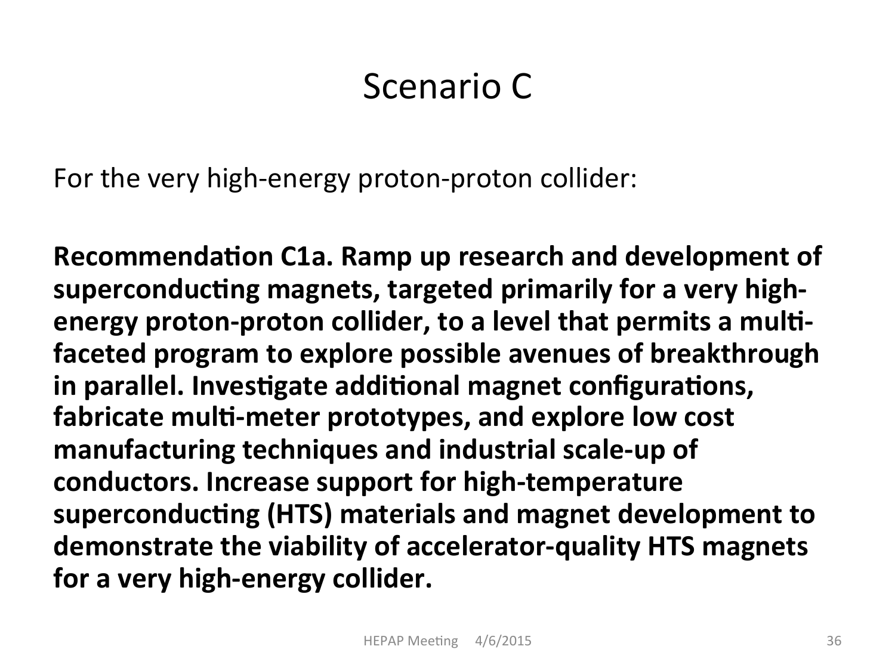# Scenario C

For the very high-energy proton-proton collider:

**Recommendation C1a. Ramp up research and development of superconducting magnets, targeted primarily for a very high-energy proton-proton collider, to a level that permits a multi-faceted program to explore possible avenues of breakthrough in parallel. Investigate additional magnet configurations, fabricate multi-meter prototypes, and explore low cost manufacturing techniques and industrial scale-up of conductors. Increase support for high-temperature superconducting (HTS) materials and magnet development to demonstrate the viability of accelerator-quality HTS magnets for a very high-energy collider.**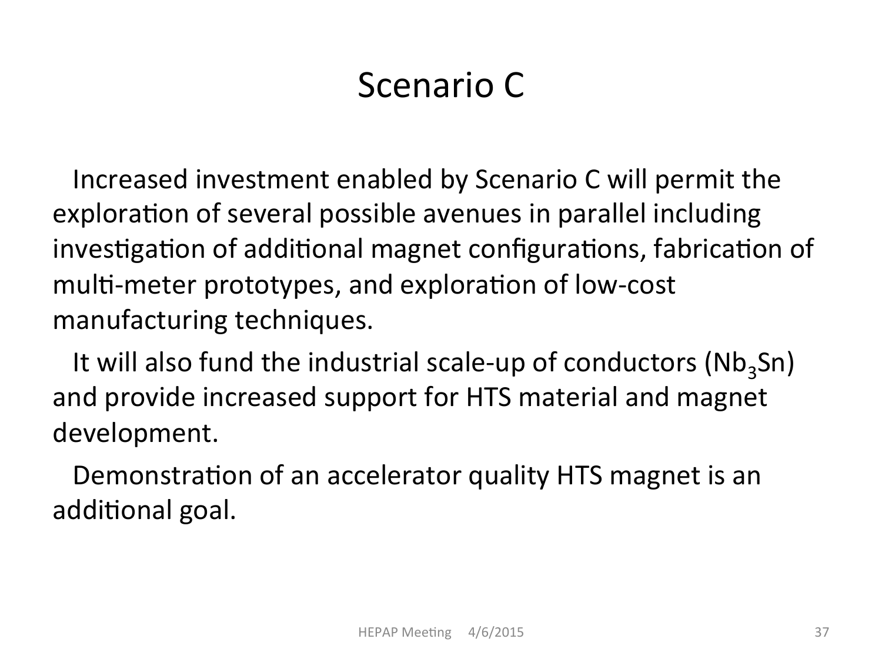# Scenario C

Increased investment enabled by Scenario C will permit the exploration of several possible avenues in parallel including investigation of additional magnet configurations, fabrication of multi-meter prototypes, and exploration of low-cost manufacturing techniques.

It will also fund the industrial scale-up of conductors ($Nb_3Sn$) and provide increased support for HTS material and magnet development.

Demonstration of an accelerator quality HTS magnet is an additional goal.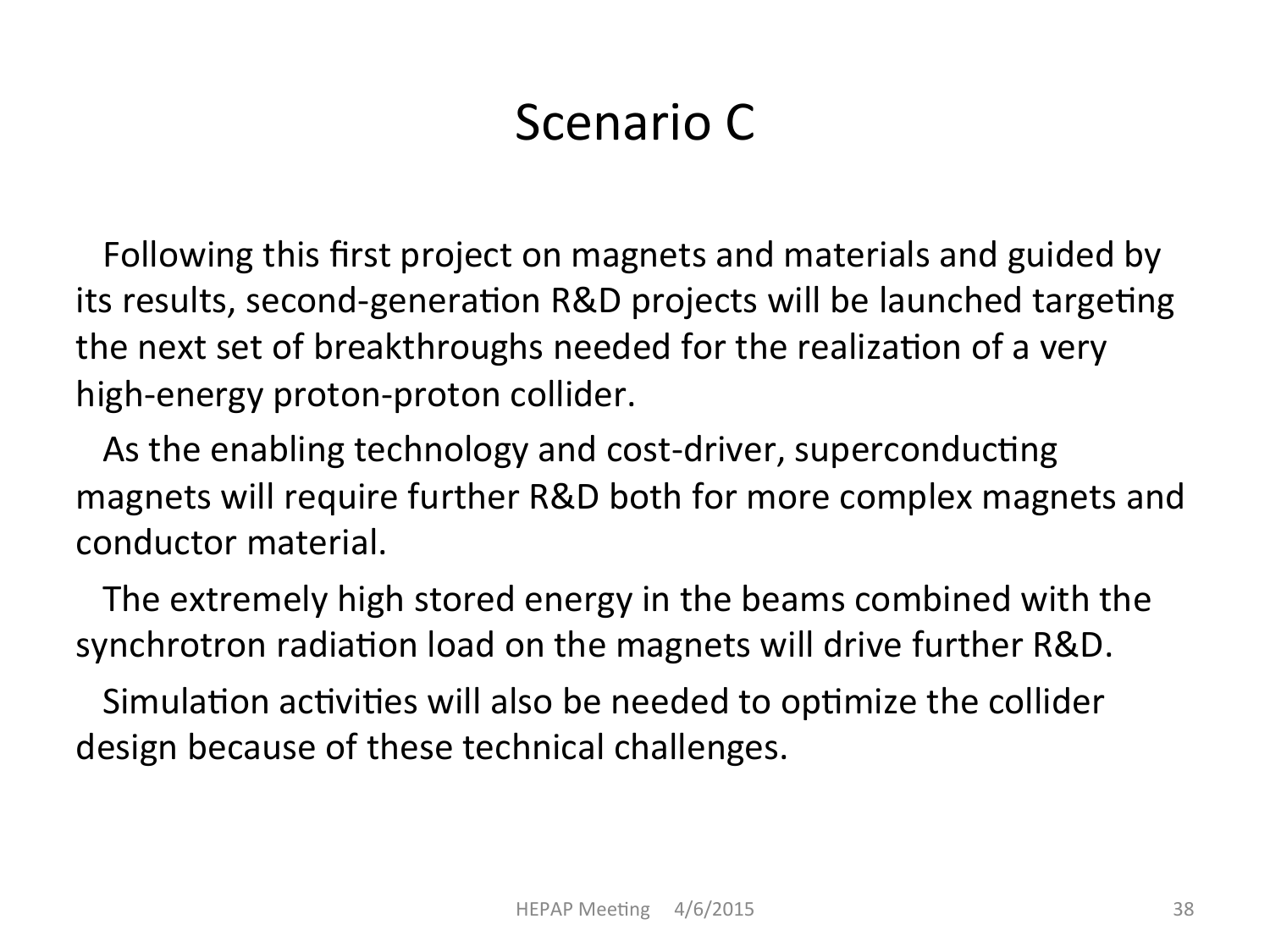# Scenario C

Following this first project on magnets and materials and guided by its results, second-generation R&D projects will be launched targeting the next set of breakthroughs needed for the realization of a very high-energy proton-proton collider.

As the enabling technology and cost-driver, superconducting magnets will require further R&D both for more complex magnets and conductor material.

The extremely high stored energy in the beams combined with the synchrotron radiation load on the magnets will drive further R&D.

Simulation activities will also be needed to optimize the collider design because of these technical challenges.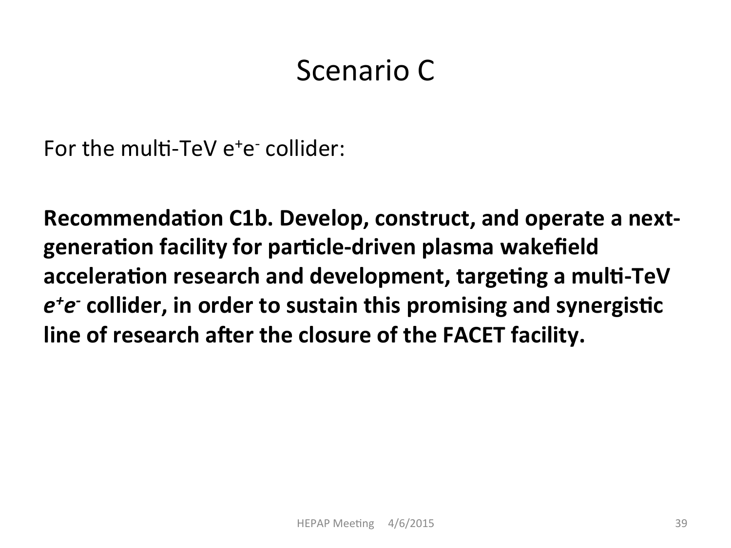# Scenario C

For the multi-TeV $e^+e^-$ collider:

**Recommendation C1b. Develop, construct, and operate a next-generation facility for particle-driven plasma wakefield acceleration research and development, targeting a multi-TeV $e^+e^-$ collider, in order to sustain this promising and synergistic line of research after the closure of the FACET facility.**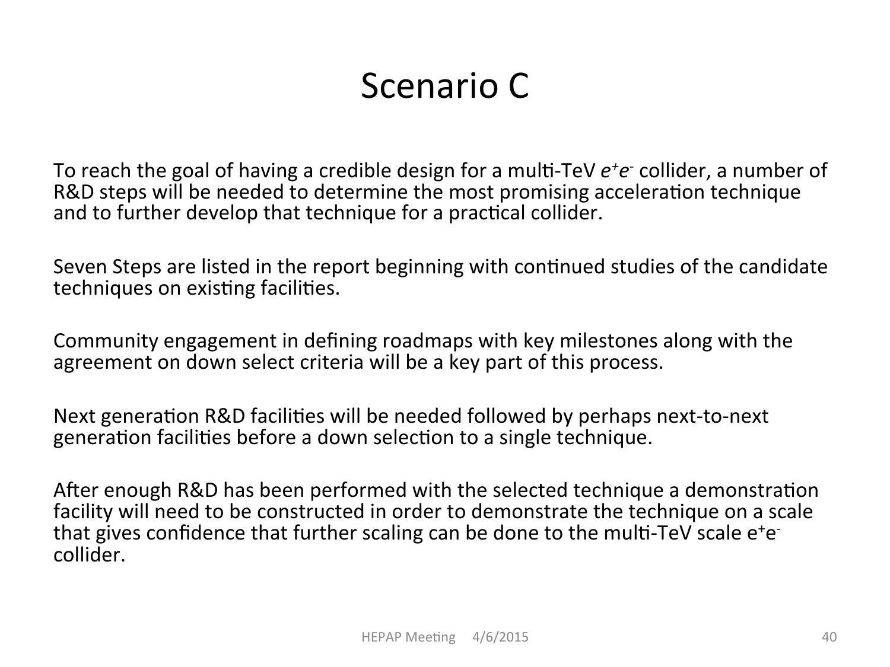# Scenario C

To reach the goal of having a credible design for a multi-TeV $e^+e^-$ collider, a number of R&D steps will be needed to determine the most promising acceleration technique and to further develop that technique for a practical collider.

Seven Steps are listed in the report beginning with continued studies of the candidate techniques on existing facilities.

Community engagement in defining roadmaps with key milestones along with the agreement on down select criteria will be a key part of this process.

Next generation R&D facilities will be needed followed by perhaps next-to-next generation facilities before a down selection to a single technique.

After enough R&D has been performed with the selected technique a demonstration facility will need to be constructed in order to demonstrate the technique on a scale that gives confidence that further scaling can be done to the multi-TeV scale $e^+e^-$ collider.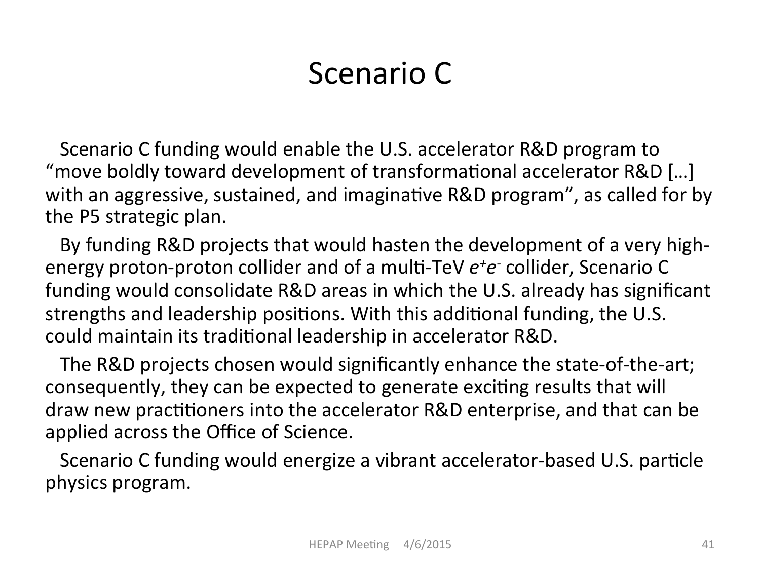# Scenario C

Scenario C funding would enable the U.S. accelerator R&D program to "move boldly toward development of transformational accelerator R&D […] with an aggressive, sustained, and imaginative R&D program", as called for by the P5 strategic plan.

By funding R&D projects that would hasten the development of a very high-energy proton-proton collider and of a multi-TeV $e^+e^-$ collider, Scenario C funding would consolidate R&D areas in which the U.S. already has significant strengths and leadership positions. With this additional funding, the U.S. could maintain its traditional leadership in accelerator R&D.

The R&D projects chosen would significantly enhance the state-of-the-art; consequently, they can be expected to generate exciting results that will draw new practitioners into the accelerator R&D enterprise, and that can be applied across the Office of Science.

Scenario C funding would energize a vibrant accelerator-based U.S. particle physics program.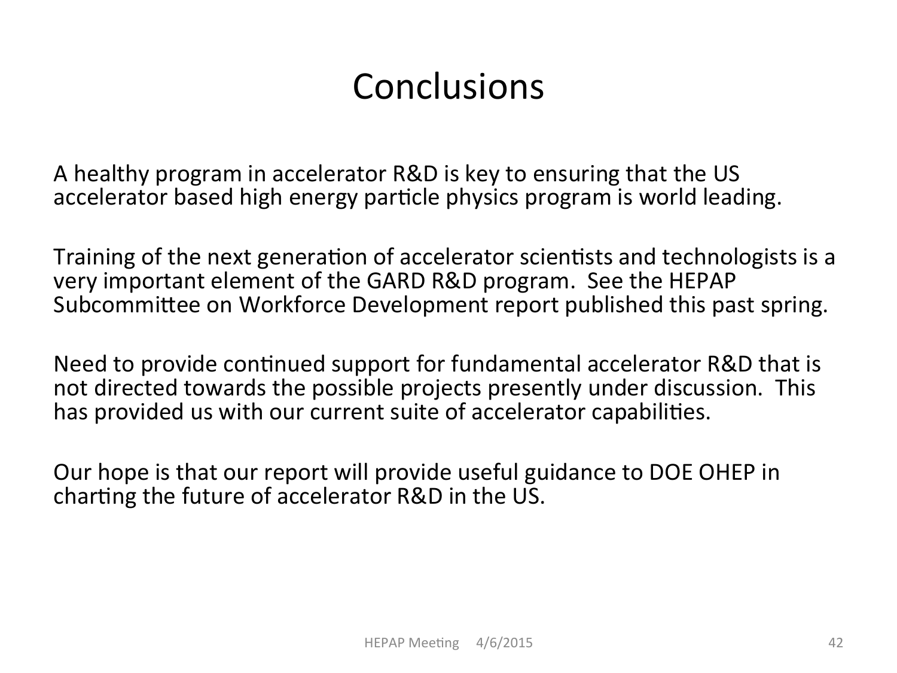# Conclusions

A healthy program in accelerator R&D is key to ensuring that the US accelerator based high energy particle physics program is world leading.

Training of the next generation of accelerator scientists and technologists is a very important element of the GARD R&D program. See the HEPAP Subcommittee on Workforce Development report published this past spring.

Need to provide continued support for fundamental accelerator R&D that is not directed towards the possible projects presently under discussion. This has provided us with our current suite of accelerator capabilities.

Our hope is that our report will provide useful guidance to DOE OHEP in charting the future of accelerator R&D in the US.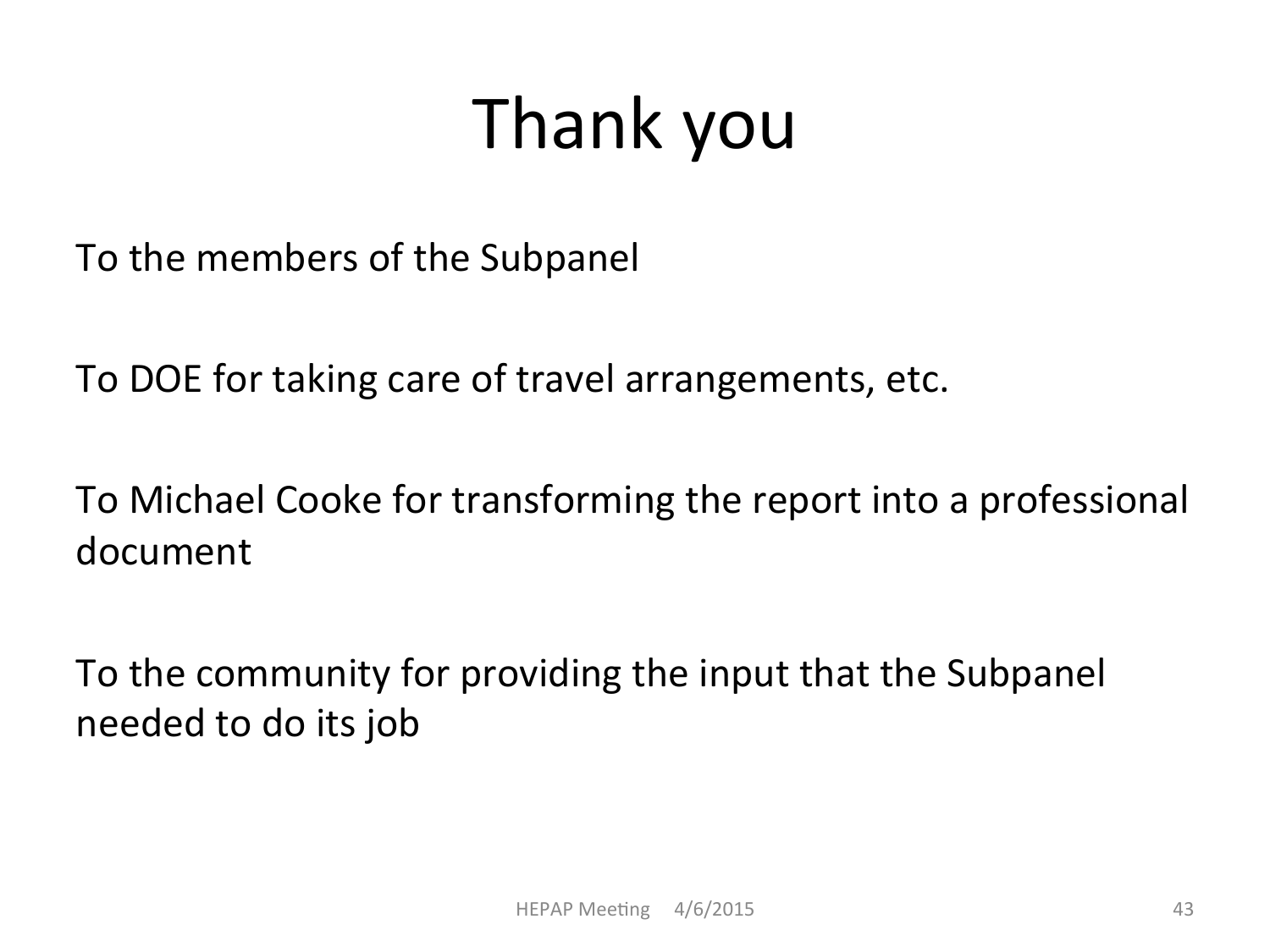# Thank you

To the members of the Subpanel

To DOE for taking care of travel arrangements, etc.

To Michael Cooke for transforming the report into a professional document

To the community for providing the input that the Subpanel needed to do its job